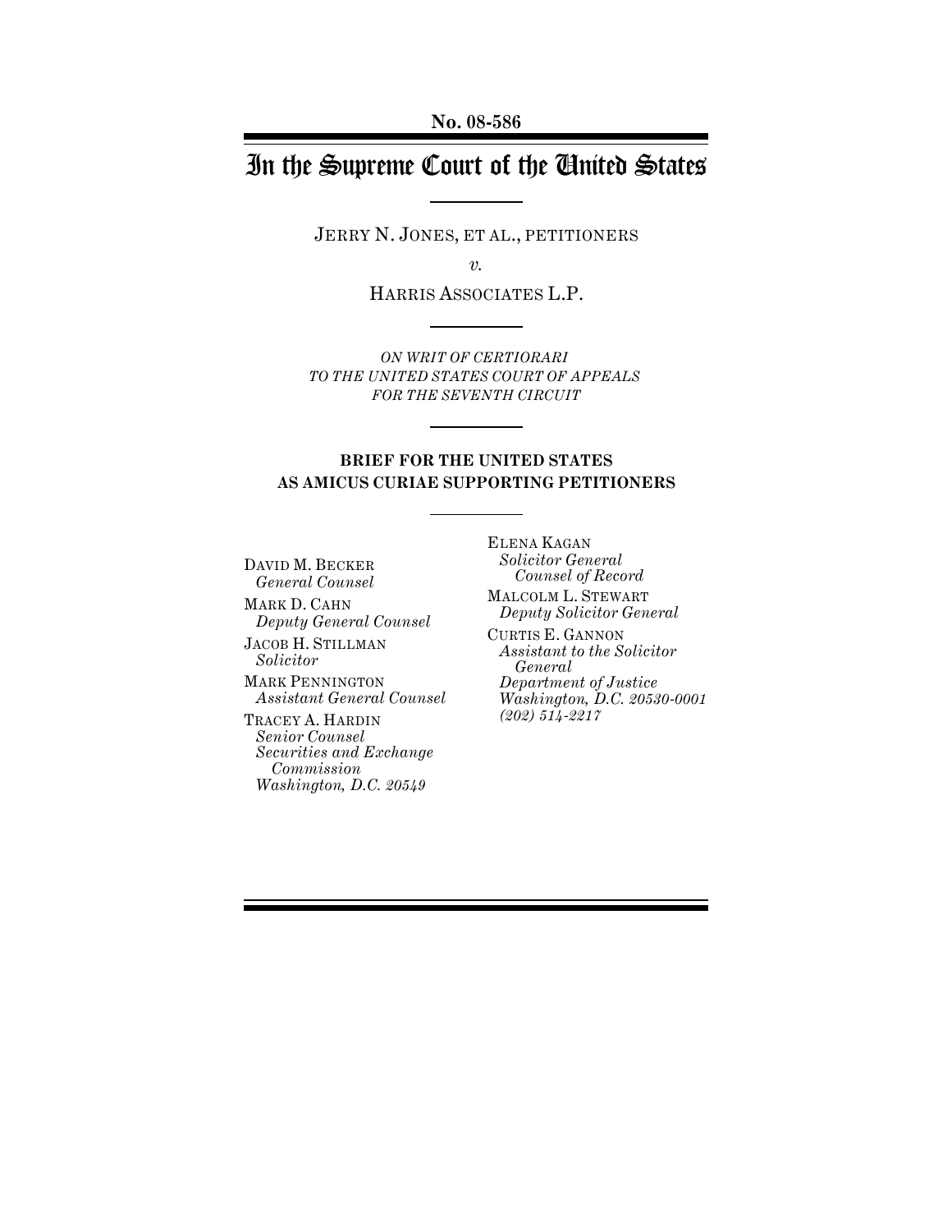**No. 08-586**

# In the Supreme Court of the United States

JERRY N. JONES, ET AL., PETITIONERS

*v.*

HARRIS ASSOCIATES L.P.

*ON WRIT OF CERTIORARI*
*TO THE UNITED STATES COURT OF APPEALS*
*FOR THE SEVENTH CIRCUIT*

**BRIEF FOR THE UNITED STATES**
**AS AMICUS CURIAE SUPPORTING PETITIONERS**

DAVID M. BECKER
*General Counsel*

MARK D. CAHN
*Deputy General Counsel*

JACOB H. STILLMAN
*Solicitor*

MARK PENNINGTON
*Assistant General Counsel*

TRACEY A. HARDIN
*Senior Counsel*
*Securities and Exchange Commission*
*Washington, D.C. 20549*

ELENA KAGAN
*Solicitor General*
*Counsel of Record*

MALCOLM L. STEWART
*Deputy Solicitor General*

CURTIS E. GANNON
*Assistant to the Solicitor General*
*Department of Justice*
*Washington, D.C. 20530-0001*
*(202) 514-2217*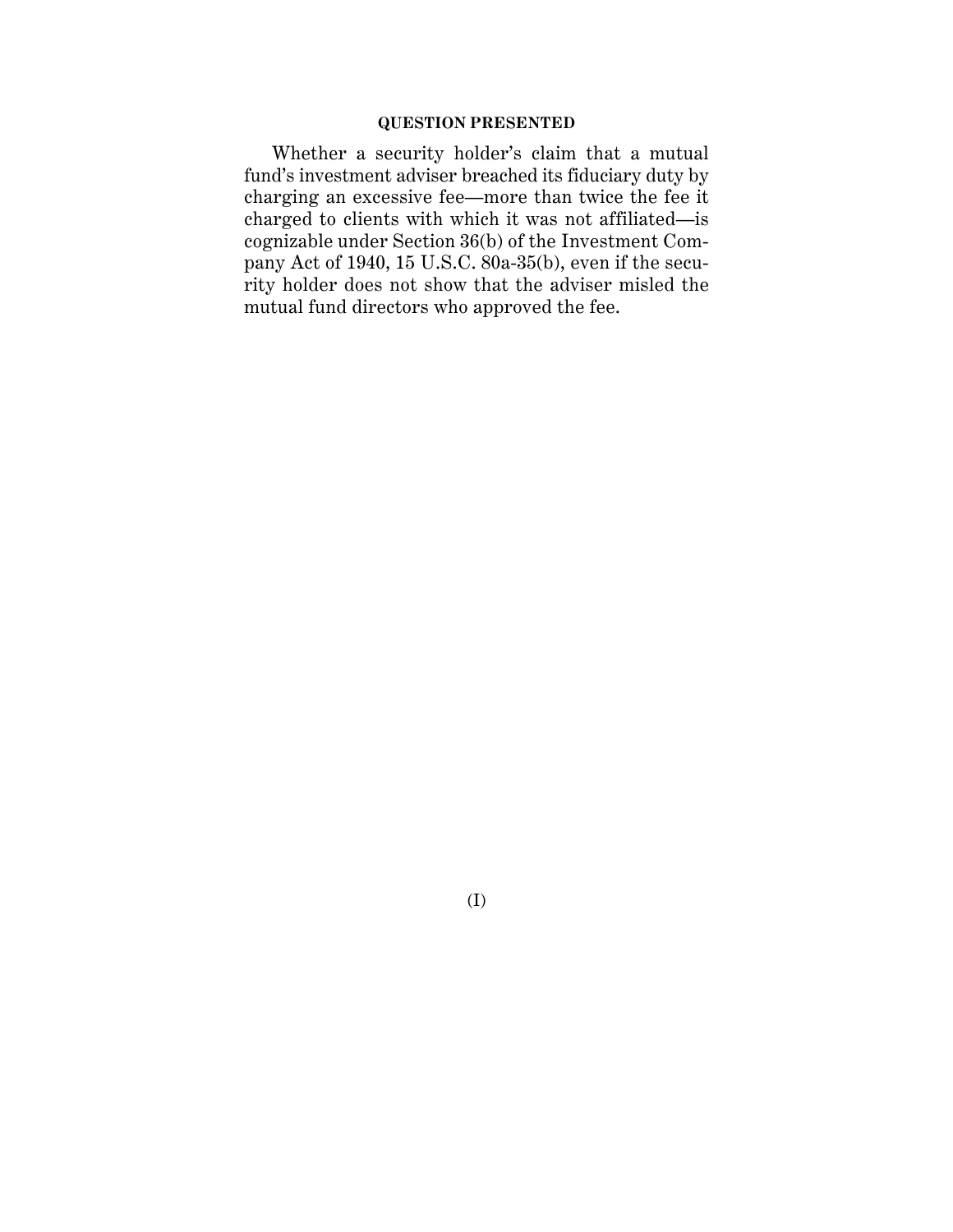## QUESTION PRESENTED

Whether a security holder's claim that a mutual fund's investment adviser breached its fiduciary duty by charging an excessive fee—more than twice the fee it charged to clients with which it was not affiliated—is cognizable under Section 36(b) of the Investment Company Act of 1940, 15 U.S.C. 80a-35(b), even if the security holder does not show that the adviser misled the mutual fund directors who approved the fee.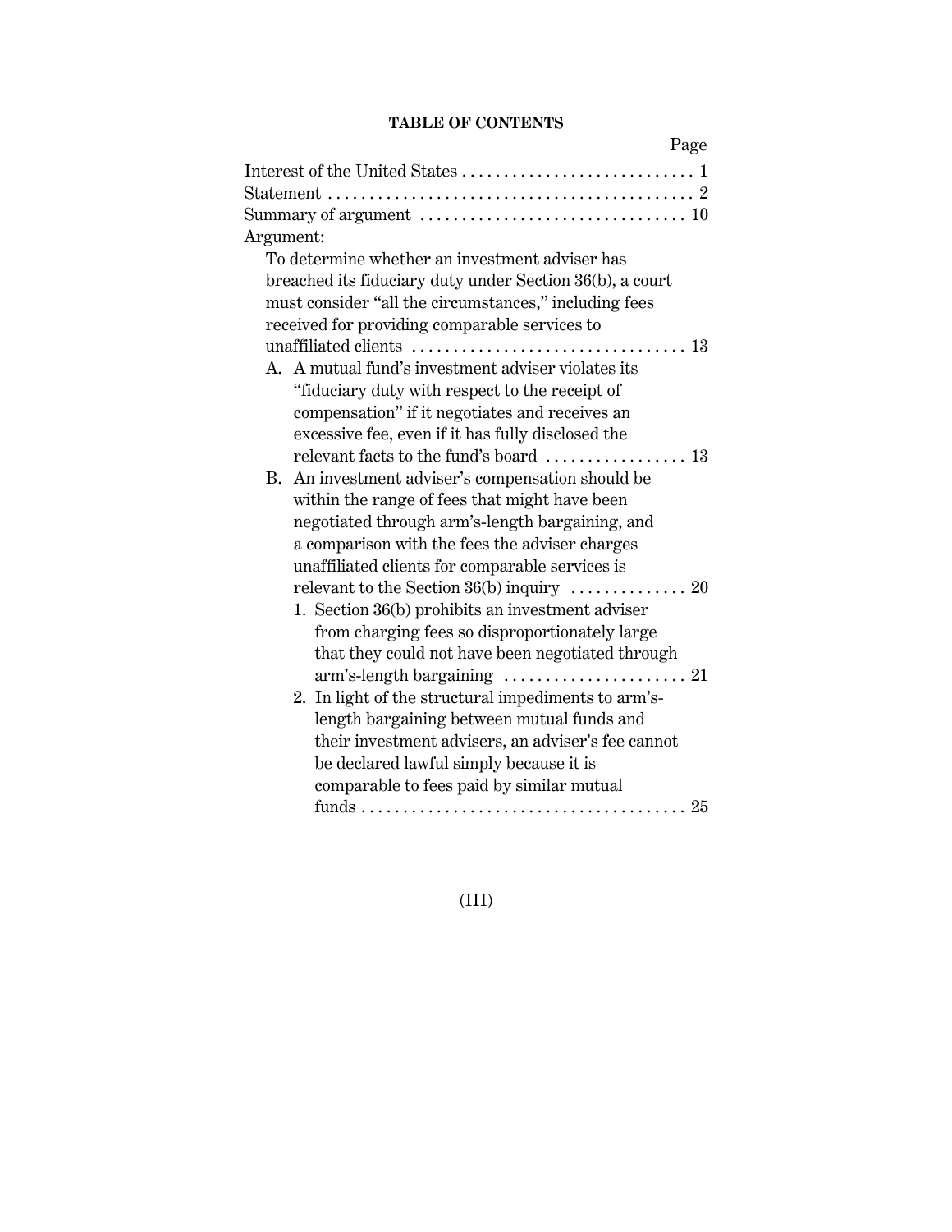## TABLE OF CONTENTS

| | Page |
|---|---|
| Interest of the United States | 1 |
| Statement | 2 |
| Summary of argument | 10 |
| Argument: | |
| To determine whether an investment adviser has breached its fiduciary duty under Section 36(b), a court must consider "all the circumstances," including fees received for providing comparable services to unaffiliated clients | 13 |
| A. A mutual fund's investment adviser violates its "fiduciary duty with respect to the receipt of compensation" if it negotiates and receives an excessive fee, even if it has fully disclosed the relevant facts to the fund's board | 13 |
| B. An investment adviser's compensation should be within the range of fees that might have been negotiated through arm's-length bargaining, and a comparison with the fees the adviser charges unaffiliated clients for comparable services is relevant to the Section 36(b) inquiry | 20 |
| 1. Section 36(b) prohibits an investment adviser from charging fees so disproportionately large that they could not have been negotiated through arm's-length bargaining | 21 |
| 2. In light of the structural impediments to arm's-length bargaining between mutual funds and their investment advisers, an adviser's fee cannot be declared lawful simply because it is comparable to fees paid by similar mutual funds | 25 |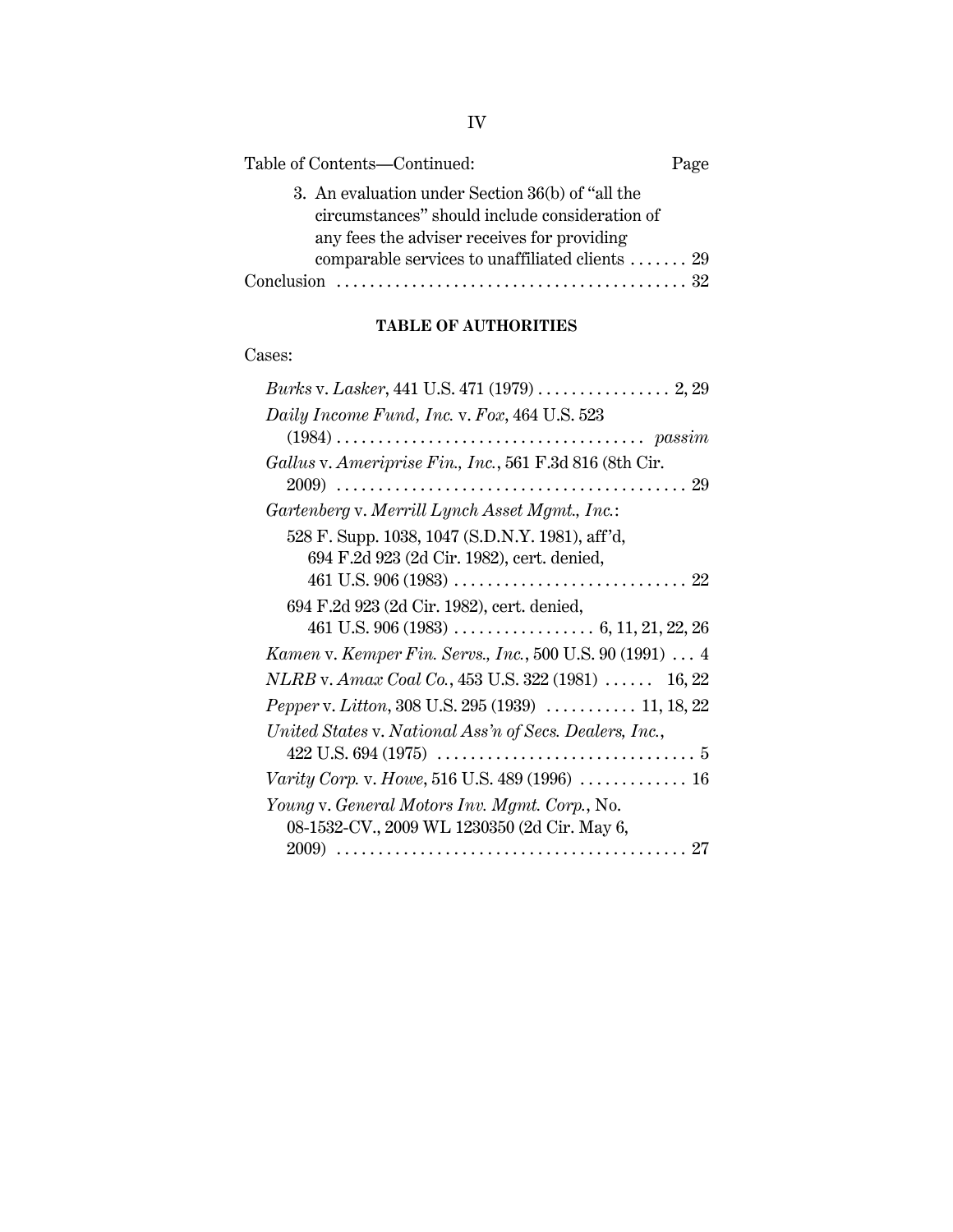Table of Contents—Continued: Page

3. An evaluation under Section 36(b) of "all the circumstances" should include consideration of any fees the adviser receives for providing comparable services to unaffiliated clients ....... 29

Conclusion .......................................... 32

**TABLE OF AUTHORITIES**

Cases:

*Burks* v. *Lasker*, 441 U.S. 471 (1979) ................ 2, 29

*Daily Income Fund, Inc.* v. *Fox*, 464 U.S. 523 (1984) ..................................... *passim*

*Gallus* v. *Ameriprise Fin., Inc.*, 561 F.3d 816 (8th Cir. 2009) .......................................... 29

*Gartenberg* v. *Merrill Lynch Asset Mgmt., Inc.*:

- 528 F. Supp. 1038, 1047 (S.D.N.Y. 1981), aff'd, 694 F.2d 923 (2d Cir. 1982), cert. denied, 461 U.S. 906 (1983) ............................ 22
- 694 F.2d 923 (2d Cir. 1982), cert. denied, 461 U.S. 906 (1983) ................. 6, 11, 21, 22, 26

*Kamen* v. *Kemper Fin. Servs., Inc.*, 500 U.S. 90 (1991) ... 4

*NLRB* v. *Amax Coal Co.*, 453 U.S. 322 (1981) ...... 16, 22

*Pepper* v. *Litton*, 308 U.S. 295 (1939) ........... 11, 18, 22

*United States* v. *National Ass'n of Secs. Dealers, Inc.*, 422 U.S. 694 (1975) ............................... 5

*Varity Corp.* v. *Howe*, 516 U.S. 489 (1996) ............. 16

*Young* v. *General Motors Inv. Mgmt. Corp.*, No. 08-1532-CV., 2009 WL 1230350 (2d Cir. May 6, 2009) .......................................... 27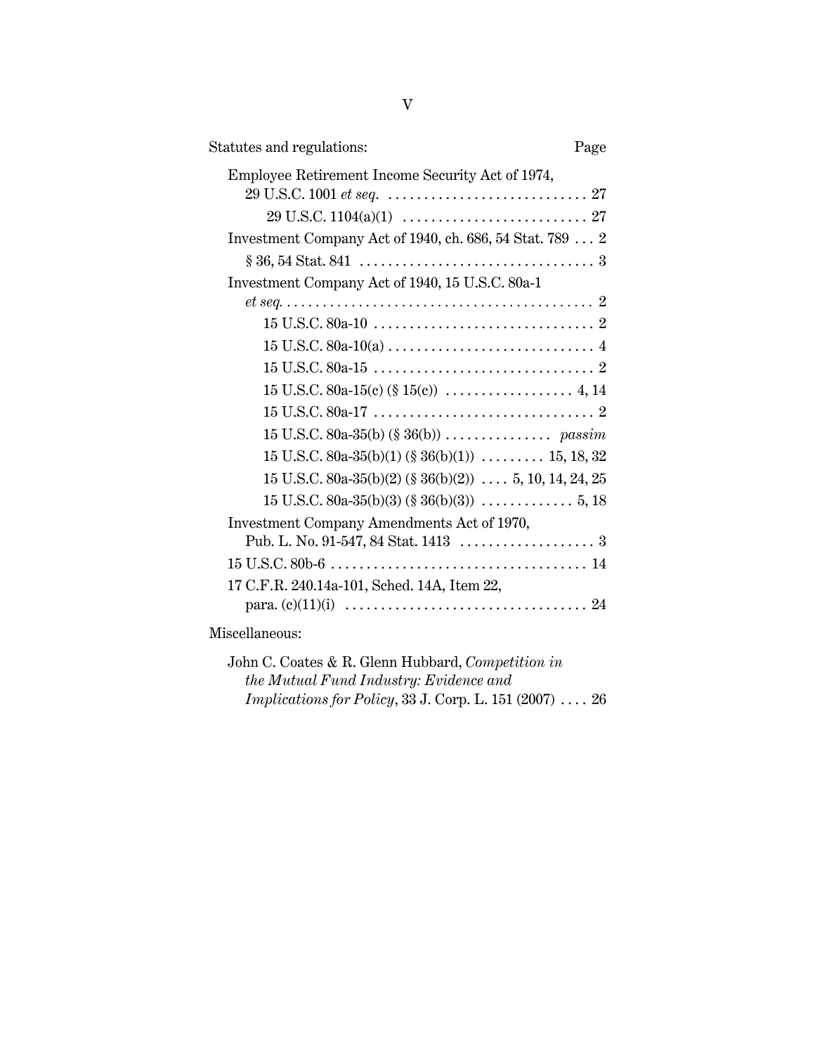| Statutes and regulations: | Page |
|---|---|
| Employee Retirement Income Security Act of 1974, 29 U.S.C. 1001 *et seq.* | 27 |
| 29 U.S.C. 1104(a)(1) | 27 |
| Investment Company Act of 1940, ch. 686, 54 Stat. 789 | 2 |
| § 36, 54 Stat. 841 | 3 |
| Investment Company Act of 1940, 15 U.S.C. 80a-1 *et seq.* | 2 |
| 15 U.S.C. 80a-10 | 2 |
| 15 U.S.C. 80a-10(a) | 4 |
| 15 U.S.C. 80a-15 | 2 |
| 15 U.S.C. 80a-15(c) (§ 15(c)) | 4, 14 |
| 15 U.S.C. 80a-17 | 2 |
| 15 U.S.C. 80a-35(b) (§ 36(b)) | *passim* |
| 15 U.S.C. 80a-35(b)(1) (§ 36(b)(1)) | 15, 18, 32 |
| 15 U.S.C. 80a-35(b)(2) (§ 36(b)(2)) | 5, 10, 14, 24, 25 |
| 15 U.S.C. 80a-35(b)(3) (§ 36(b)(3)) | 5, 18 |
| Investment Company Amendments Act of 1970, Pub. L. No. 91-547, 84 Stat. 1413 | 3 |
| 15 U.S.C. 80b-6 | 14 |
| 17 C.F.R. 240.14a-101, Sched. 14A, Item 22, para. (c)(11)(i) | 24 |

Miscellaneous:

| | |
|---|---|
| John C. Coates & R. Glenn Hubbard, *Competition in the Mutual Fund Industry: Evidence and Implications for Policy*, 33 J. Corp. L. 151 (2007) | 26 |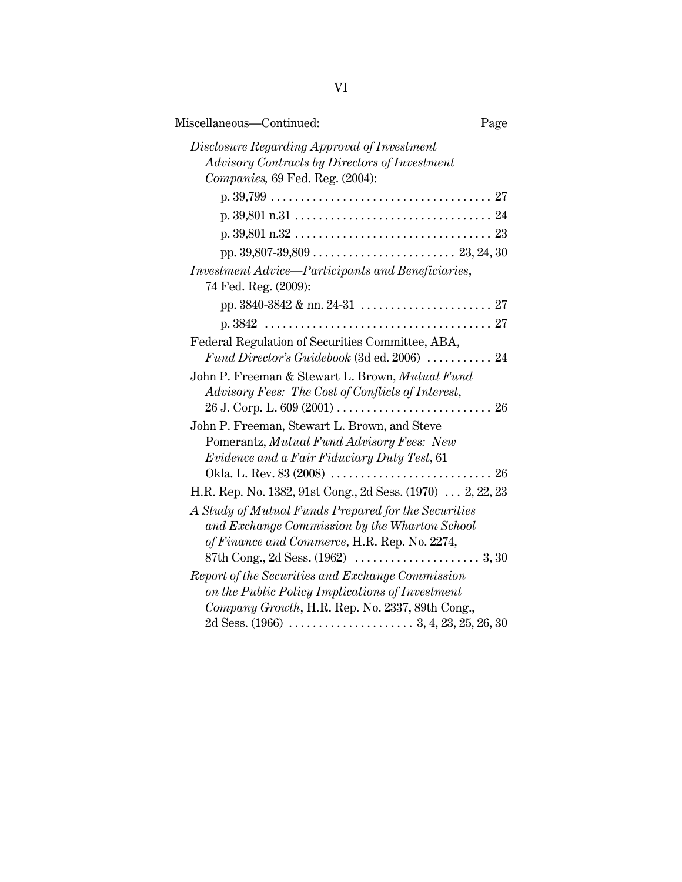Miscellaneous—Continued: Page

*Disclosure Regarding Approval of Investment Advisory Contracts by Directors of Investment Companies,* 69 Fed. Reg. (2004):

- p. 39,799 . . . . . . . . . . . . . . . . . . . . . . . . . . . . . . . . . . . . . 27
- p. 39,801 n.31 . . . . . . . . . . . . . . . . . . . . . . . . . . . . . . . . 24
- p. 39,801 n.32 . . . . . . . . . . . . . . . . . . . . . . . . . . . . . . . . 23
- pp. 39,807-39,809 . . . . . . . . . . . . . . . . . . . . . . . . 23, 24, 30

*Investment Advice—Participants and Beneficiaries*, 74 Fed. Reg. (2009):

- pp. 3840-3842 & nn. 24-31 . . . . . . . . . . . . . . . . . . . . . . 27
- p. 3842 . . . . . . . . . . . . . . . . . . . . . . . . . . . . . . . . . . . . . 27

Federal Regulation of Securities Committee, ABA, *Fund Director's Guidebook* (3d ed. 2006) . . . . . . . . . . . 24

John P. Freeman & Stewart L. Brown, *Mutual Fund Advisory Fees: The Cost of Conflicts of Interest*, 26 J. Corp. L. 609 (2001) . . . . . . . . . . . . . . . . . . . . . . . . . . 26

John P. Freeman, Stewart L. Brown, and Steve Pomerantz, *Mutual Fund Advisory Fees: New Evidence and a Fair Fiduciary Duty Test*, 61 Okla. L. Rev. 83 (2008) . . . . . . . . . . . . . . . . . . . . . . . . . . . 26

H.R. Rep. No. 1382, 91st Cong., 2d Sess. (1970) . . . 2, 22, 23

*A Study of Mutual Funds Prepared for the Securities and Exchange Commission by the Wharton School of Finance and Commerce*, H.R. Rep. No. 2274, 87th Cong., 2d Sess. (1962) . . . . . . . . . . . . . . . . . . . . . 3, 30

*Report of the Securities and Exchange Commission on the Public Policy Implications of Investment Company Growth*, H.R. Rep. No. 2337, 89th Cong., 2d Sess. (1966) . . . . . . . . . . . . . . . . . . . . . 3, 4, 23, 25, 26, 30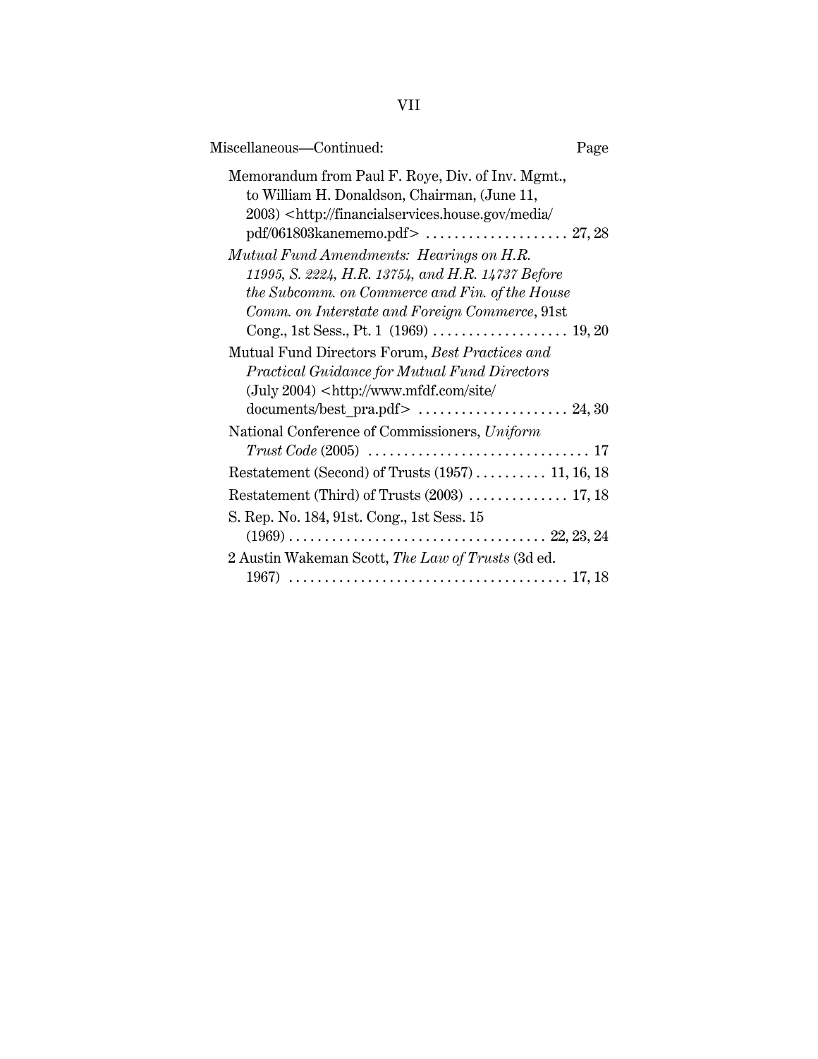Miscellaneous—Continued: Page

Memorandum from Paul F. Roye, Div. of Inv. Mgmt., to William H. Donaldson, Chairman, (June 11, 2003) <http://financialservices.house.gov/media/pdf/061803kanememo.pdf> .................... 27, 28

*Mutual Fund Amendments: Hearings on H.R. 11995, S. 2224, H.R. 13754, and H.R. 14737 Before the Subcomm. on Commerce and Fin. of the House Comm. on Interstate and Foreign Commerce*, 91st Cong., 1st Sess., Pt. 1 (1969) ................... 19, 20

Mutual Fund Directors Forum, *Best Practices and Practical Guidance for Mutual Fund Directors* (July 2004) <http://www.mfdf.com/site/documents/best_pra.pdf> ..................... 24, 30

National Conference of Commissioners, *Uniform Trust Code* (2005) ............................... 17

Restatement (Second) of Trusts (1957) .......... 11, 16, 18

Restatement (Third) of Trusts (2003) .............. 17, 18

S. Rep. No. 184, 91st. Cong., 1st Sess. 15 (1969) .................................... 22, 23, 24

2 Austin Wakeman Scott, *The Law of Trusts* (3d ed. 1967) ....................................... 17, 18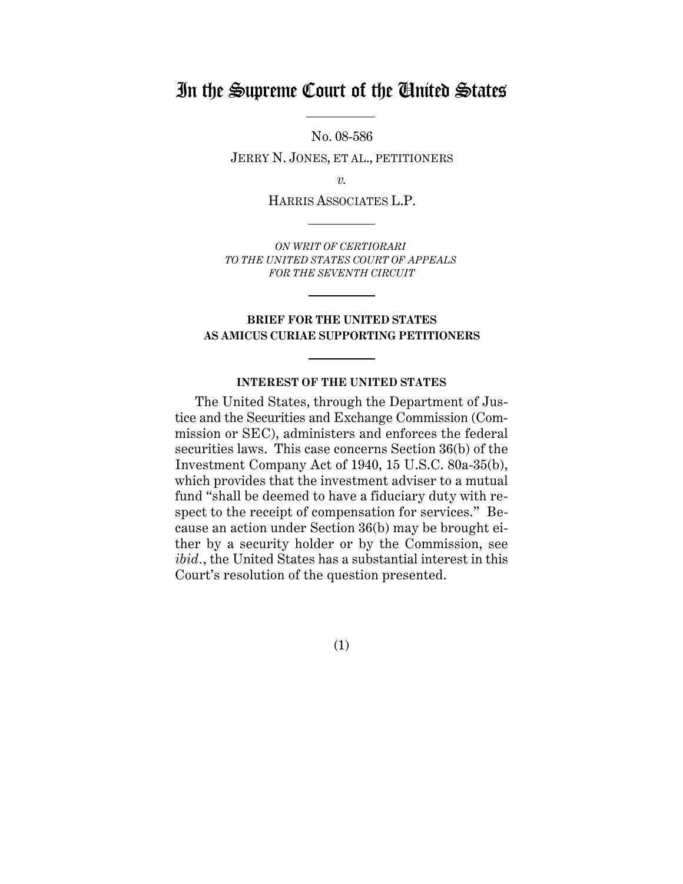# In the Supreme Court of the United States

No. 08-586

JERRY N. JONES, ET AL., PETITIONERS

*v.*

HARRIS ASSOCIATES L.P.

*ON WRIT OF CERTIORARI TO THE UNITED STATES COURT OF APPEALS FOR THE SEVENTH CIRCUIT*

**BRIEF FOR THE UNITED STATES AS AMICUS CURIAE SUPPORTING PETITIONERS**

**INTEREST OF THE UNITED STATES**

The United States, through the Department of Justice and the Securities and Exchange Commission (Commission or SEC), administers and enforces the federal securities laws. This case concerns Section 36(b) of the Investment Company Act of 1940, 15 U.S.C. 80a-35(b), which provides that the investment adviser to a mutual fund "shall be deemed to have a fiduciary duty with respect to the receipt of compensation for services." Because an action under Section 36(b) may be brought either by a security holder or by the Commission, see *ibid.*, the United States has a substantial interest in this Court's resolution of the question presented.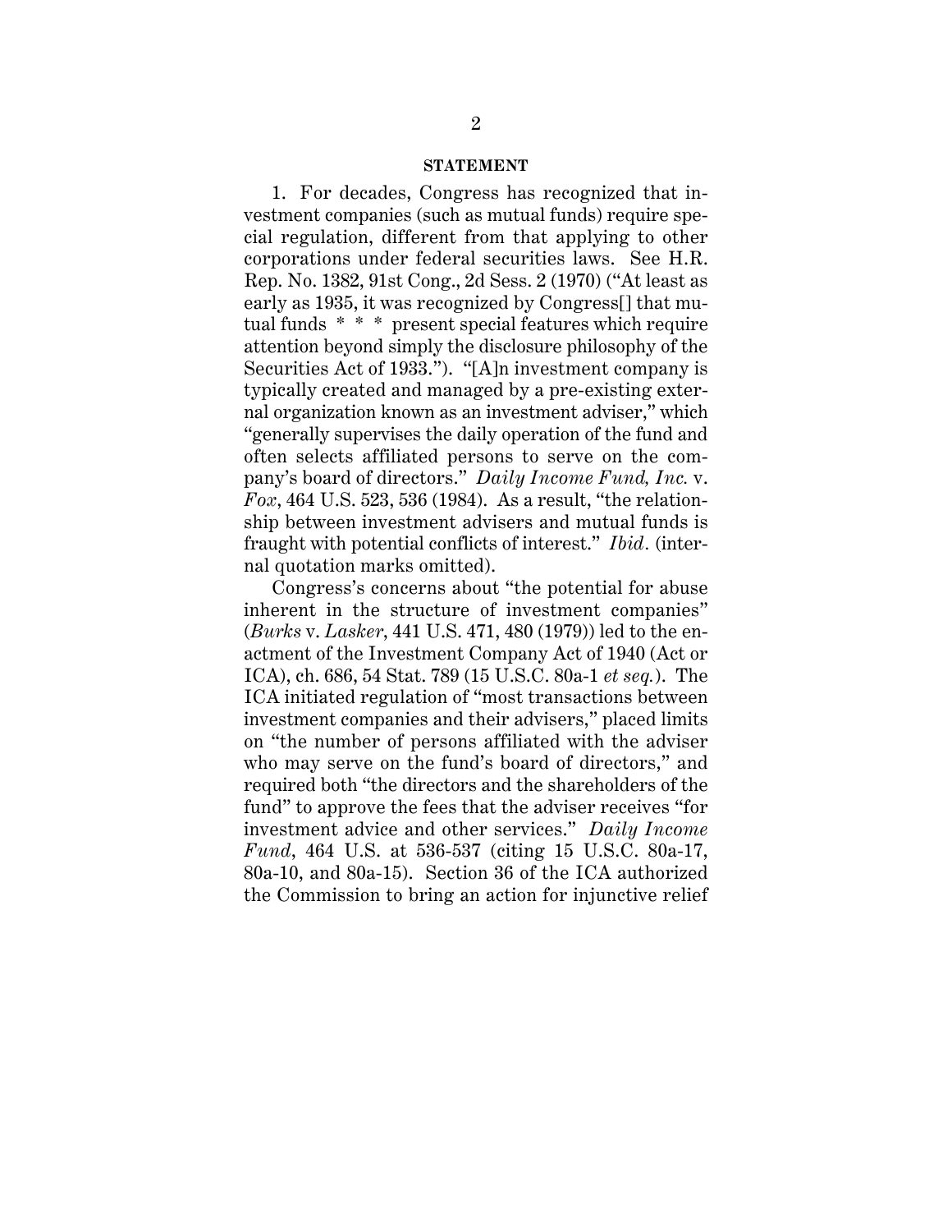**STATEMENT**

1. For decades, Congress has recognized that investment companies (such as mutual funds) require special regulation, different from that applying to other corporations under federal securities laws. See H.R. Rep. No. 1382, 91st Cong., 2d Sess. 2 (1970) ("At least as early as 1935, it was recognized by Congress[] that mutual funds * * * present special features which require attention beyond simply the disclosure philosophy of the Securities Act of 1933."). "[A]n investment company is typically created and managed by a pre-existing external organization known as an investment adviser," which "generally supervises the daily operation of the fund and often selects affiliated persons to serve on the company's board of directors." *Daily Income Fund, Inc.* v. *Fox*, 464 U.S. 523, 536 (1984). As a result, "the relationship between investment advisers and mutual funds is fraught with potential conflicts of interest." *Ibid.* (internal quotation marks omitted).

Congress's concerns about "the potential for abuse inherent in the structure of investment companies" (*Burks* v. *Lasker*, 441 U.S. 471, 480 (1979)) led to the enactment of the Investment Company Act of 1940 (Act or ICA), ch. 686, 54 Stat. 789 (15 U.S.C. 80a-1 *et seq.*). The ICA initiated regulation of "most transactions between investment companies and their advisers," placed limits on "the number of persons affiliated with the adviser who may serve on the fund's board of directors," and required both "the directors and the shareholders of the fund" to approve the fees that the adviser receives "for investment advice and other services." *Daily Income Fund*, 464 U.S. at 536-537 (citing 15 U.S.C. 80a-17, 80a-10, and 80a-15). Section 36 of the ICA authorized the Commission to bring an action for injunctive relief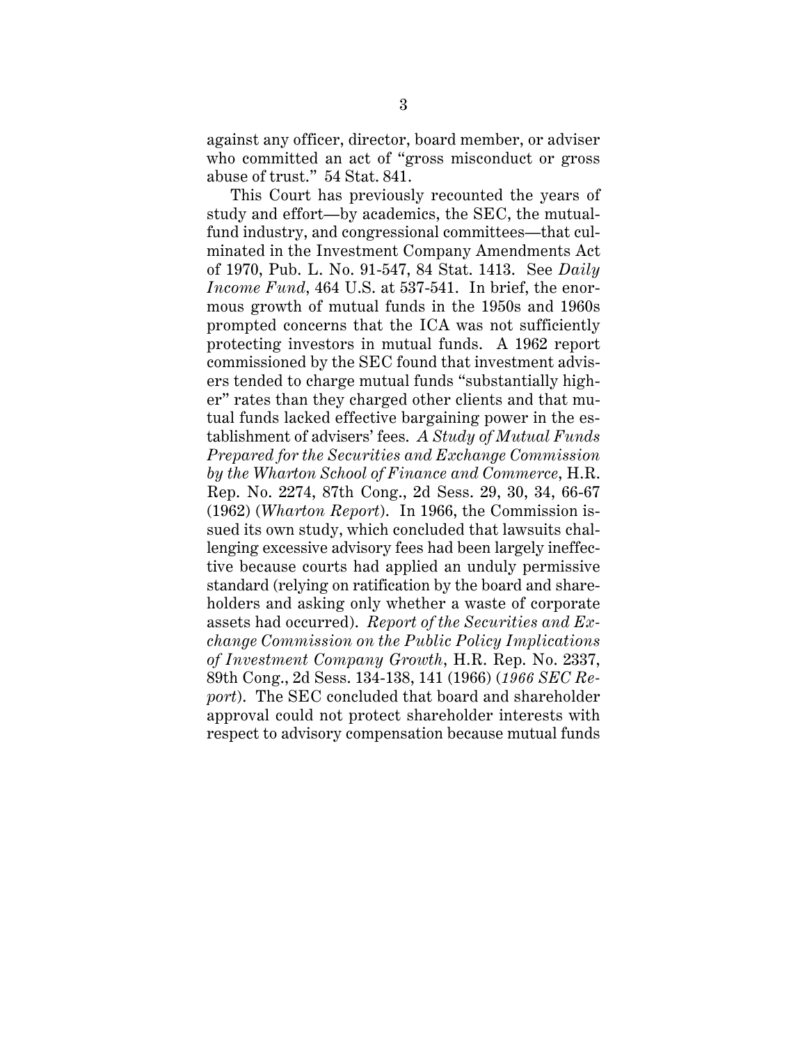against any officer, director, board member, or adviser who committed an act of "gross misconduct or gross abuse of trust." 54 Stat. 841.

This Court has previously recounted the years of study and effort—by academics, the SEC, the mutual-fund industry, and congressional committees—that culminated in the Investment Company Amendments Act of 1970, Pub. L. No. 91-547, 84 Stat. 1413. See *Daily Income Fund*, 464 U.S. at 537-541. In brief, the enormous growth of mutual funds in the 1950s and 1960s prompted concerns that the ICA was not sufficiently protecting investors in mutual funds. A 1962 report commissioned by the SEC found that investment advisers tended to charge mutual funds "substantially higher" rates than they charged other clients and that mutual funds lacked effective bargaining power in the establishment of advisers' fees. *A Study of Mutual Funds Prepared for the Securities and Exchange Commission by the Wharton School of Finance and Commerce*, H.R. Rep. No. 2274, 87th Cong., 2d Sess. 29, 30, 34, 66-67 (1962) (*Wharton Report*). In 1966, the Commission issued its own study, which concluded that lawsuits challenging excessive advisory fees had been largely ineffective because courts had applied an unduly permissive standard (relying on ratification by the board and shareholders and asking only whether a waste of corporate assets had occurred). *Report of the Securities and Exchange Commission on the Public Policy Implications of Investment Company Growth*, H.R. Rep. No. 2337, 89th Cong., 2d Sess. 134-138, 141 (1966) (*1966 SEC Report*). The SEC concluded that board and shareholder approval could not protect shareholder interests with respect to advisory compensation because mutual funds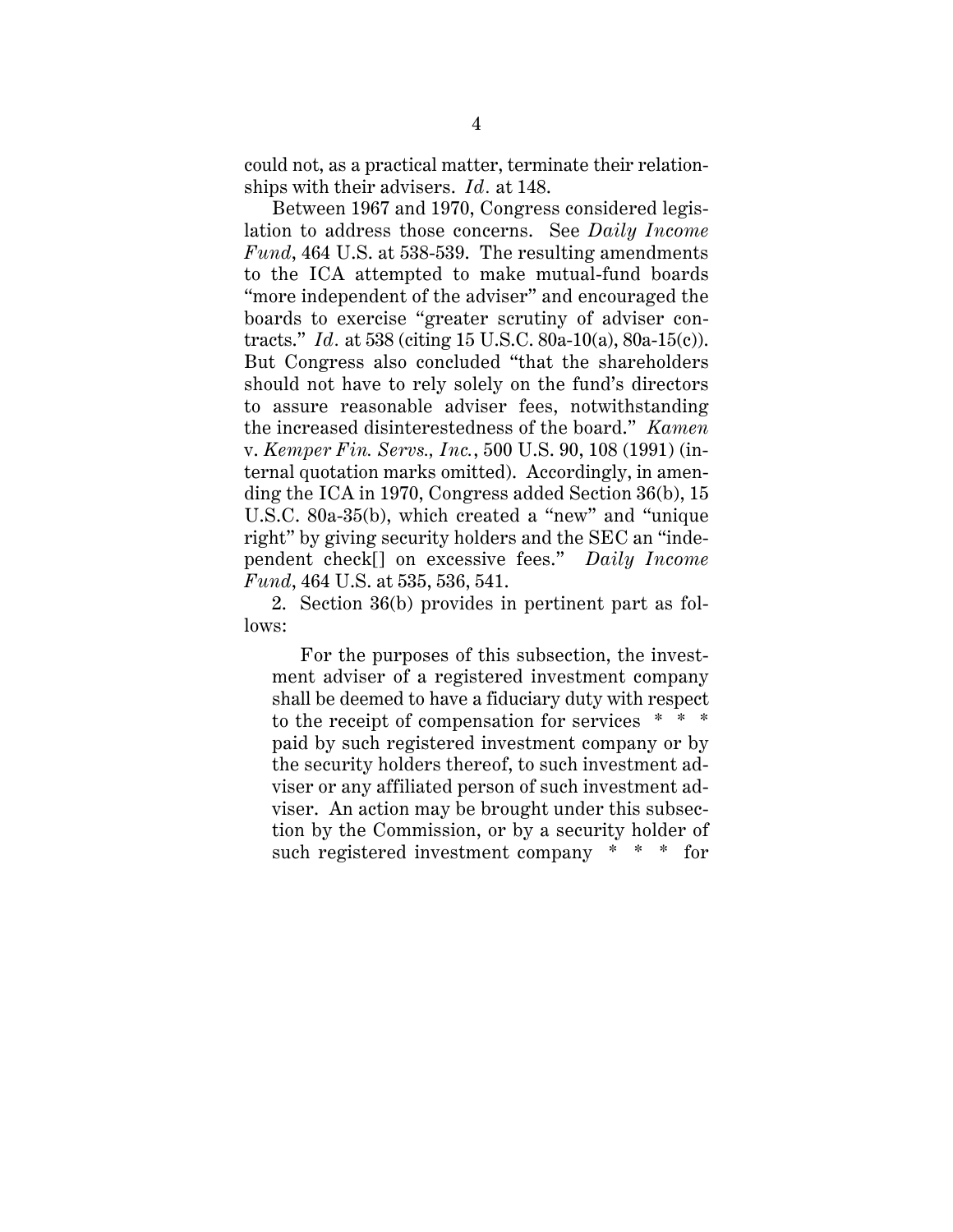could not, as a practical matter, terminate their relationships with their advisers. *Id.* at 148.

Between 1967 and 1970, Congress considered legislation to address those concerns. See *Daily Income Fund*, 464 U.S. at 538-539. The resulting amendments to the ICA attempted to make mutual-fund boards "more independent of the adviser" and encouraged the boards to exercise "greater scrutiny of adviser contracts." *Id.* at 538 (citing 15 U.S.C. 80a-10(a), 80a-15(c)). But Congress also concluded "that the shareholders should not have to rely solely on the fund's directors to assure reasonable adviser fees, notwithstanding the increased disinterestedness of the board." *Kamen* v. *Kemper Fin. Servs., Inc.*, 500 U.S. 90, 108 (1991) (internal quotation marks omitted). Accordingly, in amending the ICA in 1970, Congress added Section 36(b), 15 U.S.C. 80a-35(b), which created a "new" and "unique right" by giving security holders and the SEC an "independent check[] on excessive fees." *Daily Income Fund*, 464 U.S. at 535, 536, 541.

2. Section 36(b) provides in pertinent part as follows:

> For the purposes of this subsection, the investment adviser of a registered investment company shall be deemed to have a fiduciary duty with respect to the receipt of compensation for services * * * paid by such registered investment company or by the security holders thereof, to such investment adviser or any affiliated person of such investment adviser. An action may be brought under this subsection by the Commission, or by a security holder of such registered investment company * * * for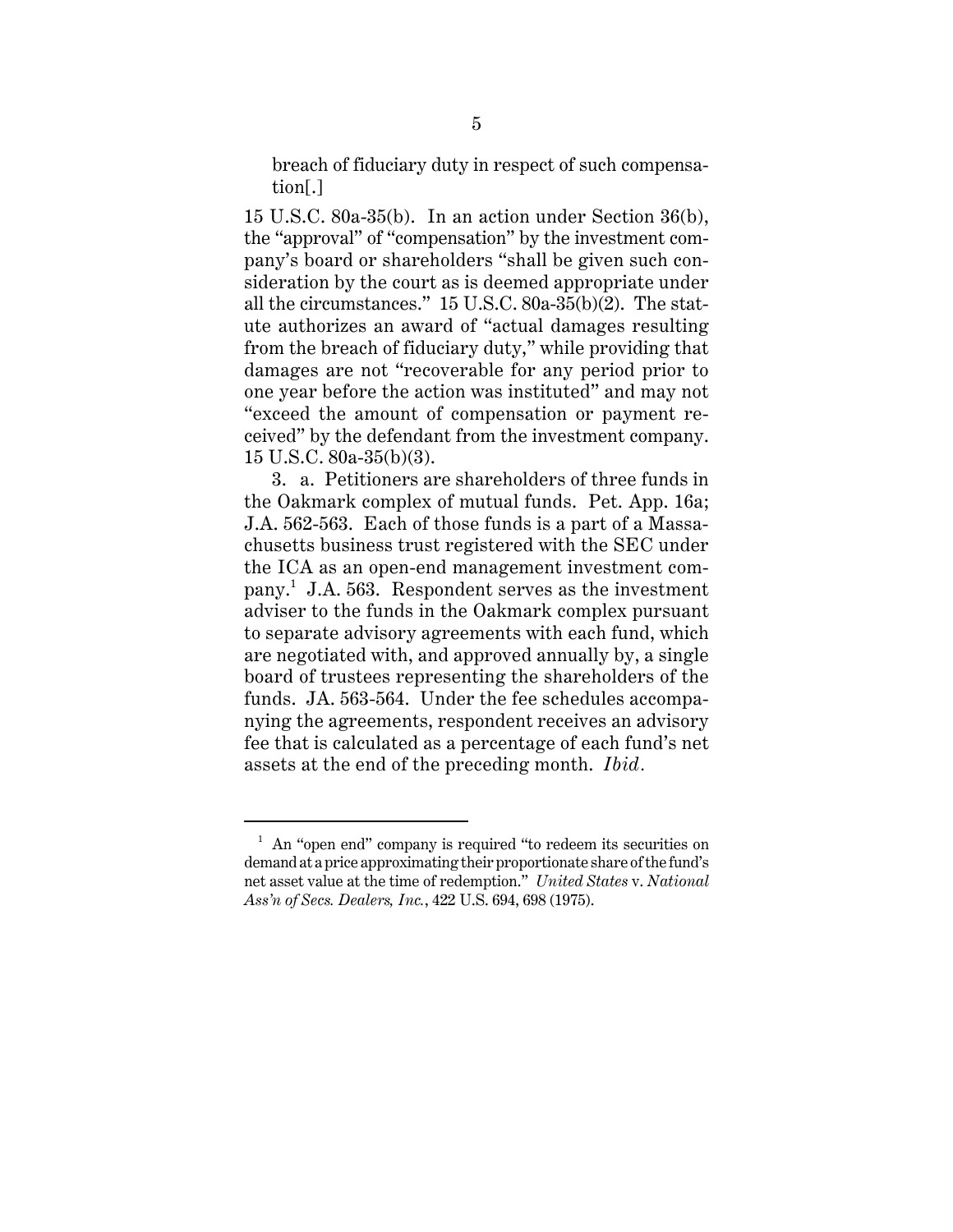> breach of fiduciary duty in respect of such compensation[.]

15 U.S.C. 80a-35(b). In an action under Section 36(b), the "approval" of "compensation" by the investment company's board or shareholders "shall be given such consideration by the court as is deemed appropriate under all the circumstances." 15 U.S.C. 80a-35(b)(2). The statute authorizes an award of "actual damages resulting from the breach of fiduciary duty," while providing that damages are not "recoverable for any period prior to one year before the action was instituted" and may not "exceed the amount of compensation or payment received" by the defendant from the investment company. 15 U.S.C. 80a-35(b)(3).

3. a. Petitioners are shareholders of three funds in the Oakmark complex of mutual funds. Pet. App. 16a; J.A. 562-563. Each of those funds is a part of a Massachusetts business trust registered with the SEC under the ICA as an open-end management investment company.[1] J.A. 563. Respondent serves as the investment adviser to the funds in the Oakmark complex pursuant to separate advisory agreements with each fund, which are negotiated with, and approved annually by, a single board of trustees representing the shareholders of the funds. JA. 563-564. Under the fee schedules accompanying the agreements, respondent receives an advisory fee that is calculated as a percentage of each fund's net assets at the end of the preceding month. *Ibid.*

---

[1] An "open end" company is required "to redeem its securities on demand at a price approximating their proportionate share of the fund's net asset value at the time of redemption." *United States* v. *National Ass'n of Secs. Dealers, Inc.*, 422 U.S. 694, 698 (1975).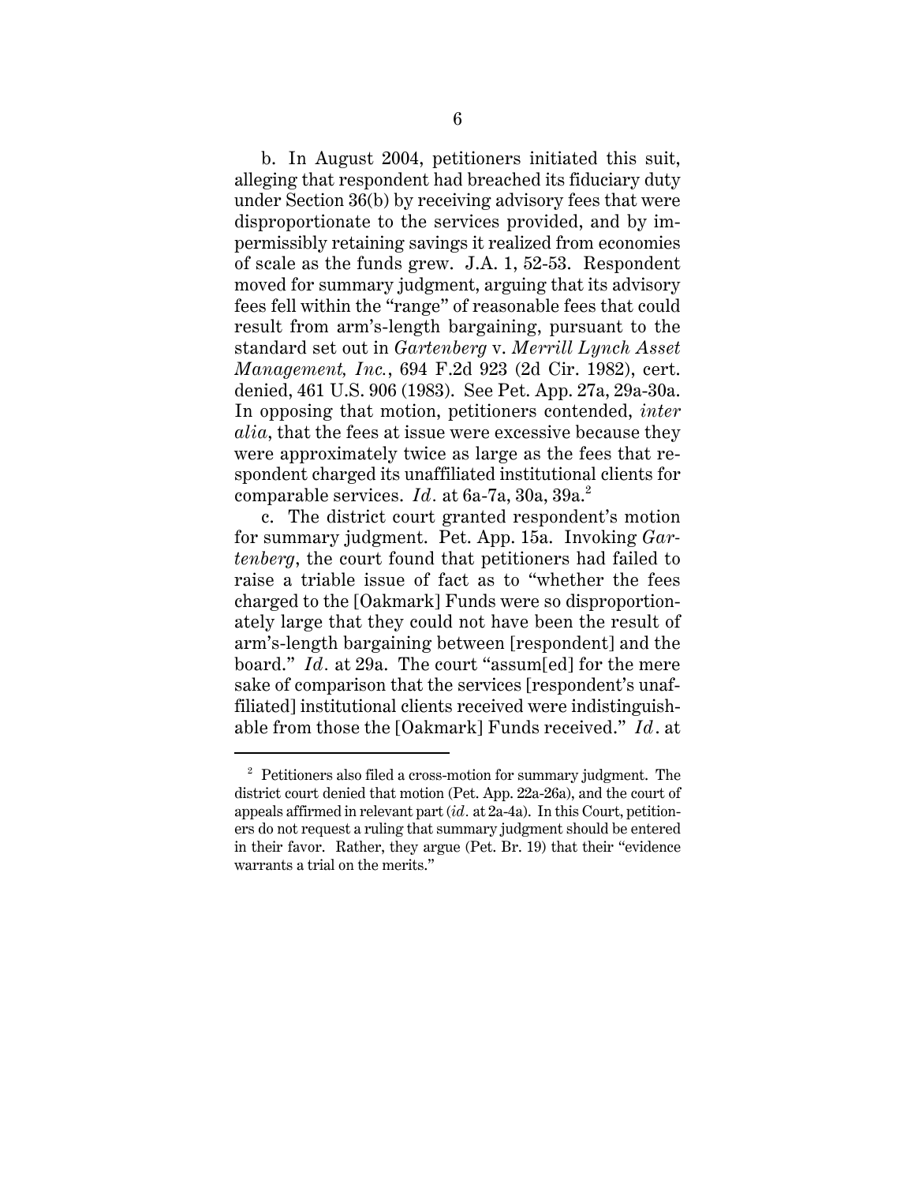b. In August 2004, petitioners initiated this suit, alleging that respondent had breached its fiduciary duty under Section 36(b) by receiving advisory fees that were disproportionate to the services provided, and by impermissibly retaining savings it realized from economies of scale as the funds grew. J.A. 1, 52-53. Respondent moved for summary judgment, arguing that its advisory fees fell within the "range" of reasonable fees that could result from arm's-length bargaining, pursuant to the standard set out in *Gartenberg* v. *Merrill Lynch Asset Management, Inc.*, 694 F.2d 923 (2d Cir. 1982), cert. denied, 461 U.S. 906 (1983). See Pet. App. 27a, 29a-30a. In opposing that motion, petitioners contended, *inter alia*, that the fees at issue were excessive because they were approximately twice as large as the fees that respondent charged its unaffiliated institutional clients for comparable services. *Id.* at 6a-7a, 30a, 39a.[2]

c. The district court granted respondent's motion for summary judgment. Pet. App. 15a. Invoking *Gartenberg*, the court found that petitioners had failed to raise a triable issue of fact as to "whether the fees charged to the [Oakmark] Funds were so disproportionately large that they could not have been the result of arm's-length bargaining between [respondent] and the board." *Id.* at 29a. The court "assum[ed] for the mere sake of comparison that the services [respondent's unaffiliated] institutional clients received were indistinguishable from those the [Oakmark] Funds received." *Id.* at

[2] Petitioners also filed a cross-motion for summary judgment. The district court denied that motion (Pet. App. 22a-26a), and the court of appeals affirmed in relevant part (*id.* at 2a-4a). In this Court, petitioners do not request a ruling that summary judgment should be entered in their favor. Rather, they argue (Pet. Br. 19) that their "evidence warrants a trial on the merits."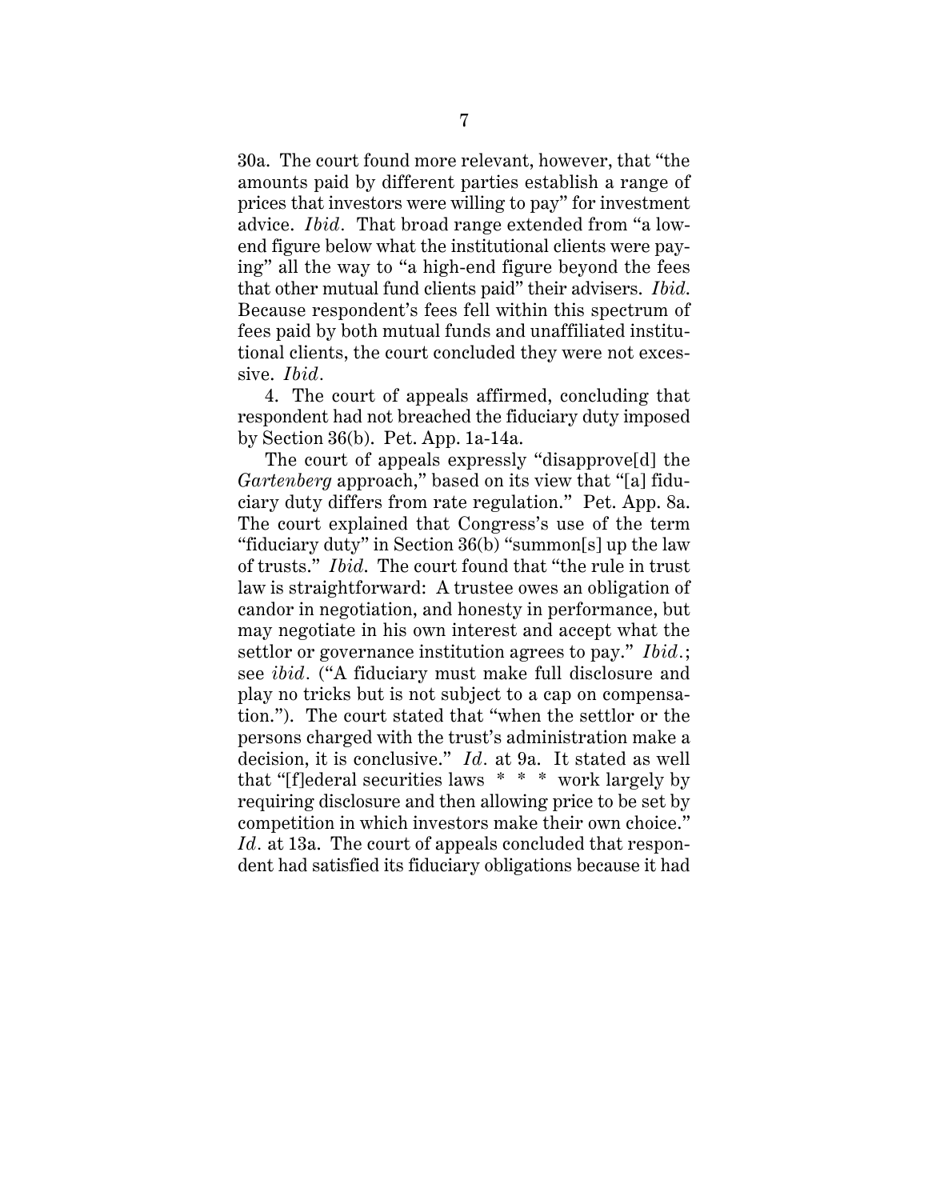30a. The court found more relevant, however, that "the amounts paid by different parties establish a range of prices that investors were willing to pay" for investment advice. *Ibid.* That broad range extended from "a low-end figure below what the institutional clients were paying" all the way to "a high-end figure beyond the fees that other mutual fund clients paid" their advisers. *Ibid.* Because respondent's fees fell within this spectrum of fees paid by both mutual funds and unaffiliated institutional clients, the court concluded they were not excessive. *Ibid.*

4. The court of appeals affirmed, concluding that respondent had not breached the fiduciary duty imposed by Section 36(b). Pet. App. 1a-14a.

The court of appeals expressly "disapprove[d] the *Gartenberg* approach," based on its view that "[a] fiduciary duty differs from rate regulation." Pet. App. 8a. The court explained that Congress's use of the term "fiduciary duty" in Section 36(b) "summon[s] up the law of trusts." *Ibid.* The court found that "the rule in trust law is straightforward: A trustee owes an obligation of candor in negotiation, and honesty in performance, but may negotiate in his own interest and accept what the settlor or governance institution agrees to pay." *Ibid.*; see *ibid.* ("A fiduciary must make full disclosure and play no tricks but is not subject to a cap on compensation."). The court stated that "when the settlor or the persons charged with the trust's administration make a decision, it is conclusive." *Id.* at 9a. It stated as well that "[f]ederal securities laws * * * work largely by requiring disclosure and then allowing price to be set by competition in which investors make their own choice." *Id.* at 13a. The court of appeals concluded that respondent had satisfied its fiduciary obligations because it had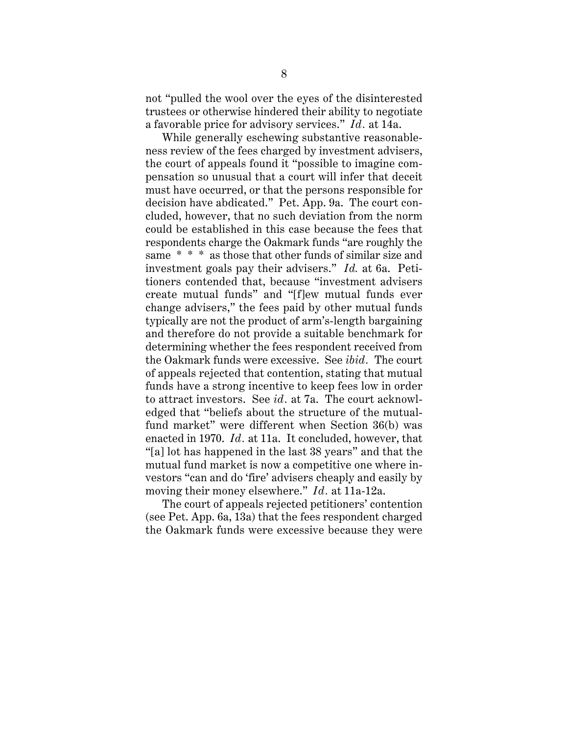not "pulled the wool over the eyes of the disinterested trustees or otherwise hindered their ability to negotiate a favorable price for advisory services." *Id.* at 14a.

While generally eschewing substantive reasonableness review of the fees charged by investment advisers, the court of appeals found it "possible to imagine compensation so unusual that a court will infer that deceit must have occurred, or that the persons responsible for decision have abdicated." Pet. App. 9a. The court concluded, however, that no such deviation from the norm could be established in this case because the fees that respondents charge the Oakmark funds "are roughly the same * * * as those that other funds of similar size and investment goals pay their advisers." *Id.* at 6a. Petitioners contended that, because "investment advisers create mutual funds" and "[f]ew mutual funds ever change advisers," the fees paid by other mutual funds typically are not the product of arm's-length bargaining and therefore do not provide a suitable benchmark for determining whether the fees respondent received from the Oakmark funds were excessive. See *ibid*. The court of appeals rejected that contention, stating that mutual funds have a strong incentive to keep fees low in order to attract investors. See *id*. at 7a. The court acknowledged that "beliefs about the structure of the mutual-fund market" were different when Section 36(b) was enacted in 1970. *Id*. at 11a. It concluded, however, that "[a] lot has happened in the last 38 years" and that the mutual fund market is now a competitive one where investors "can and do 'fire' advisers cheaply and easily by moving their money elsewhere." *Id*. at 11a-12a.

The court of appeals rejected petitioners' contention (see Pet. App. 6a, 13a) that the fees respondent charged the Oakmark funds were excessive because they were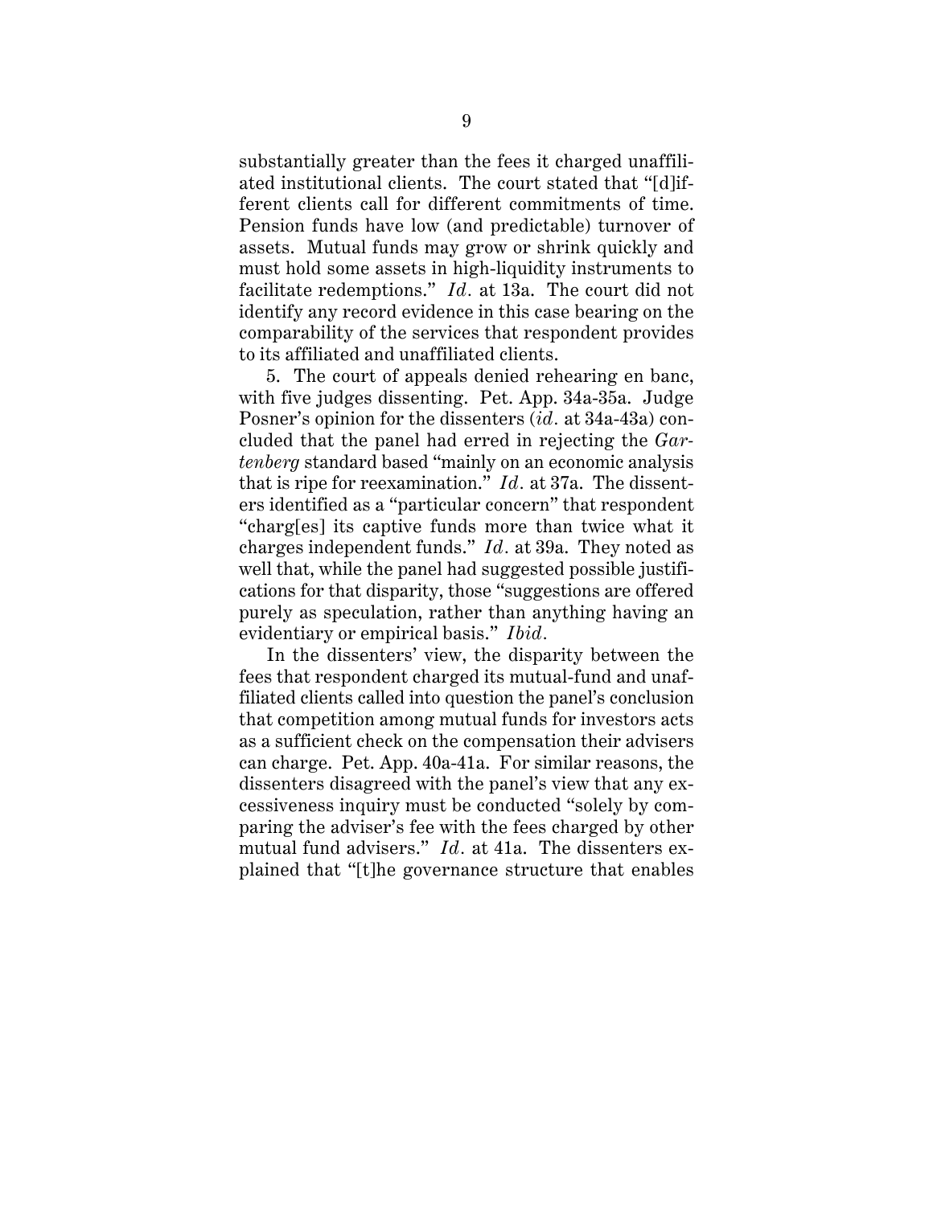substantially greater than the fees it charged unaffiliated institutional clients. The court stated that "[d]ifferent clients call for different commitments of time. Pension funds have low (and predictable) turnover of assets. Mutual funds may grow or shrink quickly and must hold some assets in high-liquidity instruments to facilitate redemptions." *Id.* at 13a. The court did not identify any record evidence in this case bearing on the comparability of the services that respondent provides to its affiliated and unaffiliated clients.

5. The court of appeals denied rehearing en banc, with five judges dissenting. Pet. App. 34a-35a. Judge Posner's opinion for the dissenters (*id.* at 34a-43a) concluded that the panel had erred in rejecting the *Gartenberg* standard based "mainly on an economic analysis that is ripe for reexamination." *Id.* at 37a. The dissenters identified as a "particular concern" that respondent "charg[es] its captive funds more than twice what it charges independent funds." *Id.* at 39a. They noted as well that, while the panel had suggested possible justifications for that disparity, those "suggestions are offered purely as speculation, rather than anything having an evidentiary or empirical basis." *Ibid.*

In the dissenters' view, the disparity between the fees that respondent charged its mutual-fund and unaffiliated clients called into question the panel's conclusion that competition among mutual funds for investors acts as a sufficient check on the compensation their advisers can charge. Pet. App. 40a-41a. For similar reasons, the dissenters disagreed with the panel's view that any excessiveness inquiry must be conducted "solely by comparing the adviser's fee with the fees charged by other mutual fund advisers." *Id.* at 41a. The dissenters explained that "[t]he governance structure that enables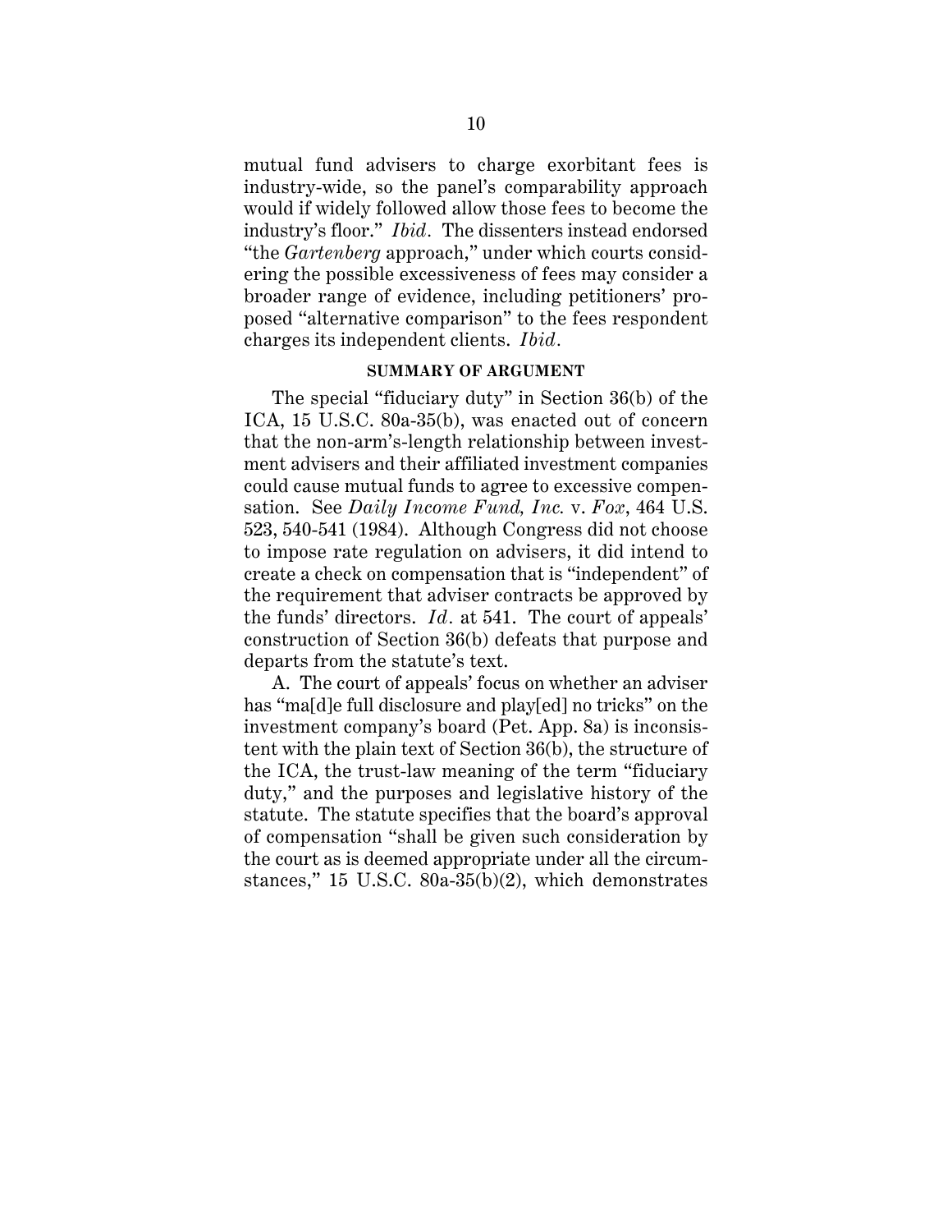mutual fund advisers to charge exorbitant fees is industry-wide, so the panel's comparability approach would if widely followed allow those fees to become the industry's floor." *Ibid.* The dissenters instead endorsed "the *Gartenberg* approach," under which courts considering the possible excessiveness of fees may consider a broader range of evidence, including petitioners' proposed "alternative comparison" to the fees respondent charges its independent clients. *Ibid.*

## SUMMARY OF ARGUMENT

The special "fiduciary duty" in Section 36(b) of the ICA, 15 U.S.C. 80a-35(b), was enacted out of concern that the non-arm's-length relationship between investment advisers and their affiliated investment companies could cause mutual funds to agree to excessive compensation. See *Daily Income Fund, Inc.* v. *Fox*, 464 U.S. 523, 540-541 (1984). Although Congress did not choose to impose rate regulation on advisers, it did intend to create a check on compensation that is "independent" of the requirement that adviser contracts be approved by the funds' directors. *Id.* at 541. The court of appeals' construction of Section 36(b) defeats that purpose and departs from the statute's text.

A. The court of appeals' focus on whether an adviser has "ma[d]e full disclosure and play[ed] no tricks" on the investment company's board (Pet. App. 8a) is inconsistent with the plain text of Section 36(b), the structure of the ICA, the trust-law meaning of the term "fiduciary duty," and the purposes and legislative history of the statute. The statute specifies that the board's approval of compensation "shall be given such consideration by the court as is deemed appropriate under all the circumstances," 15 U.S.C. 80a-35(b)(2), which demonstrates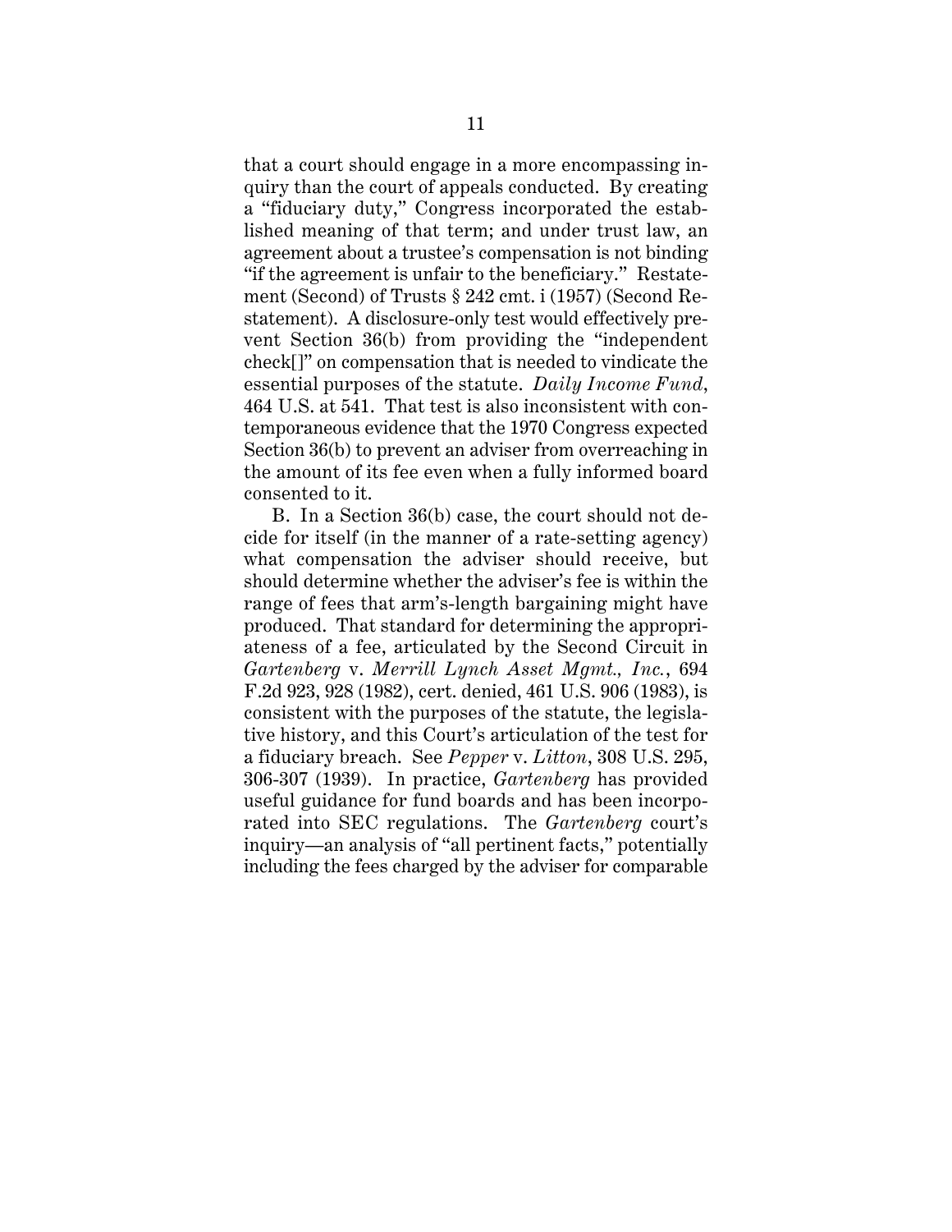that a court should engage in a more encompassing inquiry than the court of appeals conducted. By creating a "fiduciary duty," Congress incorporated the established meaning of that term; and under trust law, an agreement about a trustee's compensation is not binding "if the agreement is unfair to the beneficiary." Restatement (Second) of Trusts § 242 cmt. i (1957) (Second Restatement). A disclosure-only test would effectively prevent Section 36(b) from providing the "independent check[]" on compensation that is needed to vindicate the essential purposes of the statute. *Daily Income Fund*, 464 U.S. at 541. That test is also inconsistent with contemporaneous evidence that the 1970 Congress expected Section 36(b) to prevent an adviser from overreaching in the amount of its fee even when a fully informed board consented to it.

B. In a Section 36(b) case, the court should not decide for itself (in the manner of a rate-setting agency) what compensation the adviser should receive, but should determine whether the adviser's fee is within the range of fees that arm's-length bargaining might have produced. That standard for determining the appropriateness of a fee, articulated by the Second Circuit in *Gartenberg* v. *Merrill Lynch Asset Mgmt., Inc.*, 694 F.2d 923, 928 (1982), cert. denied, 461 U.S. 906 (1983), is consistent with the purposes of the statute, the legislative history, and this Court's articulation of the test for a fiduciary breach. See *Pepper* v. *Litton*, 308 U.S. 295, 306-307 (1939). In practice, *Gartenberg* has provided useful guidance for fund boards and has been incorporated into SEC regulations. The *Gartenberg* court's inquiry—an analysis of "all pertinent facts," potentially including the fees charged by the adviser for comparable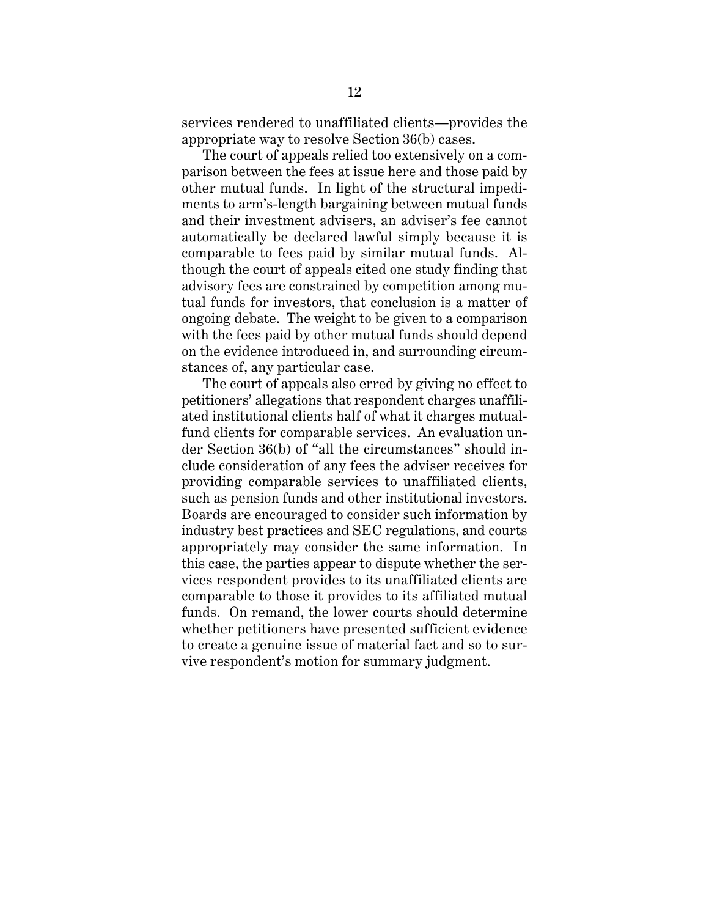services rendered to unaffiliated clients—provides the appropriate way to resolve Section 36(b) cases.

The court of appeals relied too extensively on a comparison between the fees at issue here and those paid by other mutual funds. In light of the structural impediments to arm's-length bargaining between mutual funds and their investment advisers, an adviser's fee cannot automatically be declared lawful simply because it is comparable to fees paid by similar mutual funds. Although the court of appeals cited one study finding that advisory fees are constrained by competition among mutual funds for investors, that conclusion is a matter of ongoing debate. The weight to be given to a comparison with the fees paid by other mutual funds should depend on the evidence introduced in, and surrounding circumstances of, any particular case.

The court of appeals also erred by giving no effect to petitioners' allegations that respondent charges unaffiliated institutional clients half of what it charges mutual-fund clients for comparable services. An evaluation under Section 36(b) of "all the circumstances" should include consideration of any fees the adviser receives for providing comparable services to unaffiliated clients, such as pension funds and other institutional investors. Boards are encouraged to consider such information by industry best practices and SEC regulations, and courts appropriately may consider the same information. In this case, the parties appear to dispute whether the services respondent provides to its unaffiliated clients are comparable to those it provides to its affiliated mutual funds. On remand, the lower courts should determine whether petitioners have presented sufficient evidence to create a genuine issue of material fact and so to survive respondent's motion for summary judgment.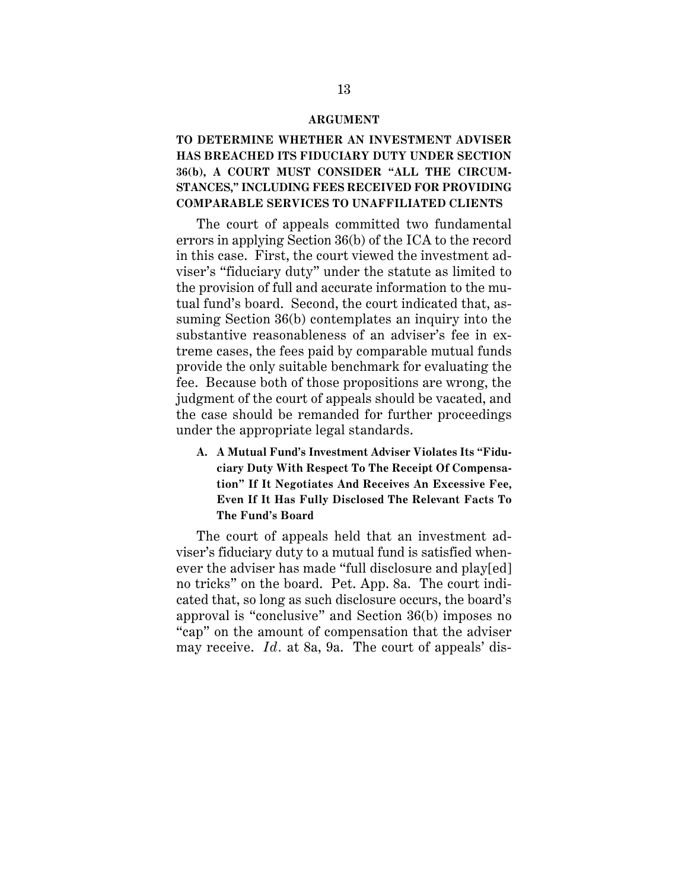## ARGUMENT

### TO DETERMINE WHETHER AN INVESTMENT ADVISER HAS BREACHED ITS FIDUCIARY DUTY UNDER SECTION 36(b), A COURT MUST CONSIDER "ALL THE CIRCUMSTANCES," INCLUDING FEES RECEIVED FOR PROVIDING COMPARABLE SERVICES TO UNAFFILIATED CLIENTS

The court of appeals committed two fundamental errors in applying Section 36(b) of the ICA to the record in this case. First, the court viewed the investment adviser's "fiduciary duty" under the statute as limited to the provision of full and accurate information to the mutual fund's board. Second, the court indicated that, assuming Section 36(b) contemplates an inquiry into the substantive reasonableness of an adviser's fee in extreme cases, the fees paid by comparable mutual funds provide the only suitable benchmark for evaluating the fee. Because both of those propositions are wrong, the judgment of the court of appeals should be vacated, and the case should be remanded for further proceedings under the appropriate legal standards.

#### A. A Mutual Fund's Investment Adviser Violates Its "Fiduciary Duty With Respect To The Receipt Of Compensation" If It Negotiates And Receives An Excessive Fee, Even If It Has Fully Disclosed The Relevant Facts To The Fund's Board

The court of appeals held that an investment adviser's fiduciary duty to a mutual fund is satisfied whenever the adviser has made "full disclosure and play[ed] no tricks" on the board. Pet. App. 8a. The court indicated that, so long as such disclosure occurs, the board's approval is "conclusive" and Section 36(b) imposes no "cap" on the amount of compensation that the adviser may receive. *Id.* at 8a, 9a. The court of appeals' dis-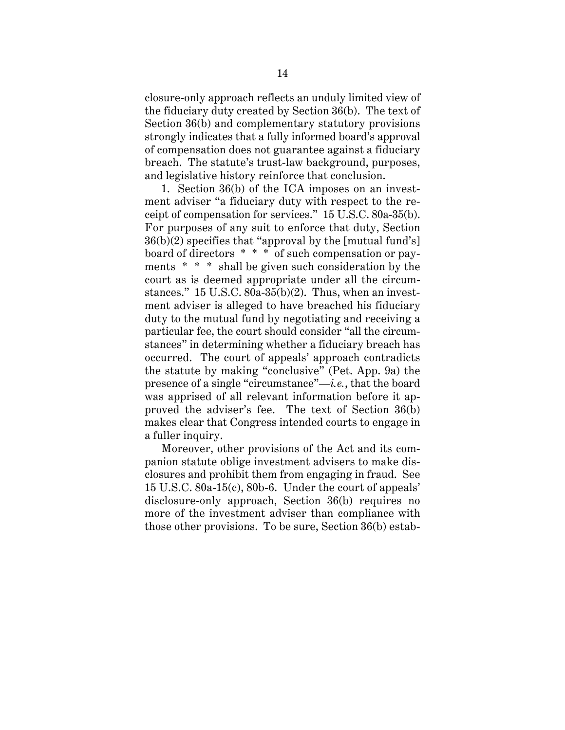closure-only approach reflects an unduly limited view of the fiduciary duty created by Section 36(b). The text of Section 36(b) and complementary statutory provisions strongly indicates that a fully informed board's approval of compensation does not guarantee against a fiduciary breach. The statute's trust-law background, purposes, and legislative history reinforce that conclusion.

1. Section 36(b) of the ICA imposes on an investment adviser "a fiduciary duty with respect to the receipt of compensation for services." 15 U.S.C. 80a-35(b). For purposes of any suit to enforce that duty, Section 36(b)(2) specifies that "approval by the [mutual fund's] board of directors * * * of such compensation or payments * * * shall be given such consideration by the court as is deemed appropriate under all the circumstances." 15 U.S.C. 80a-35(b)(2). Thus, when an investment adviser is alleged to have breached his fiduciary duty to the mutual fund by negotiating and receiving a particular fee, the court should consider "all the circumstances" in determining whether a fiduciary breach has occurred. The court of appeals' approach contradicts the statute by making "conclusive" (Pet. App. 9a) the presence of a single "circumstance"—*i.e.*, that the board was apprised of all relevant information before it approved the adviser's fee. The text of Section 36(b) makes clear that Congress intended courts to engage in a fuller inquiry.

Moreover, other provisions of the Act and its companion statute oblige investment advisers to make disclosures and prohibit them from engaging in fraud. See 15 U.S.C. 80a-15(c), 80b-6. Under the court of appeals' disclosure-only approach, Section 36(b) requires no more of the investment adviser than compliance with those other provisions. To be sure, Section 36(b) estab-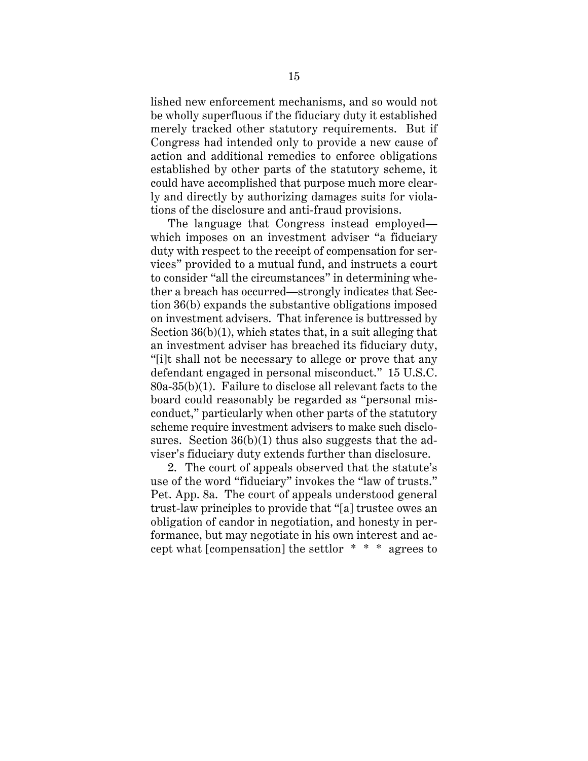lished new enforcement mechanisms, and so would not be wholly superfluous if the fiduciary duty it established merely tracked other statutory requirements. But if Congress had intended only to provide a new cause of action and additional remedies to enforce obligations established by other parts of the statutory scheme, it could have accomplished that purpose much more clearly and directly by authorizing damages suits for violations of the disclosure and anti-fraud provisions.

The language that Congress instead employed—which imposes on an investment adviser "a fiduciary duty with respect to the receipt of compensation for services" provided to a mutual fund, and instructs a court to consider "all the circumstances" in determining whether a breach has occurred—strongly indicates that Section 36(b) expands the substantive obligations imposed on investment advisers. That inference is buttressed by Section 36(b)(1), which states that, in a suit alleging that an investment adviser has breached its fiduciary duty, "[i]t shall not be necessary to allege or prove that any defendant engaged in personal misconduct." 15 U.S.C. 80a-35(b)(1). Failure to disclose all relevant facts to the board could reasonably be regarded as "personal misconduct," particularly when other parts of the statutory scheme require investment advisers to make such disclosures. Section 36(b)(1) thus also suggests that the adviser's fiduciary duty extends further than disclosure.

2. The court of appeals observed that the statute's use of the word "fiduciary" invokes the "law of trusts." Pet. App. 8a. The court of appeals understood general trust-law principles to provide that "[a] trustee owes an obligation of candor in negotiation, and honesty in performance, but may negotiate in his own interest and accept what [compensation] the settlor * * * agrees to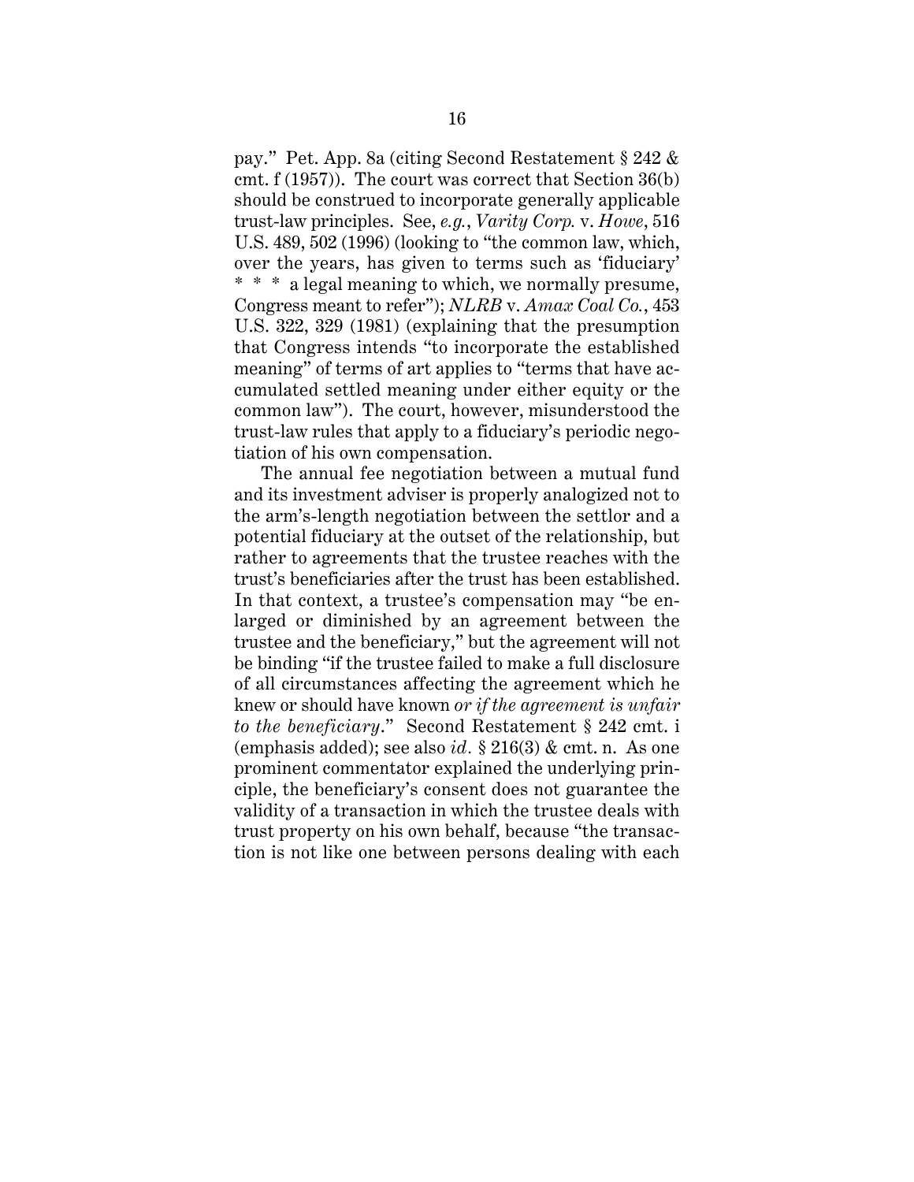pay." Pet. App. 8a (citing Second Restatement § 242 & cmt. f (1957)). The court was correct that Section 36(b) should be construed to incorporate generally applicable trust-law principles. See, *e.g.*, *Varity Corp.* v. *Howe*, 516 U.S. 489, 502 (1996) (looking to "the common law, which, over the years, has given to terms such as 'fiduciary' * * * a legal meaning to which, we normally presume, Congress meant to refer"); *NLRB* v. *Amax Coal Co.*, 453 U.S. 322, 329 (1981) (explaining that the presumption that Congress intends "to incorporate the established meaning" of terms of art applies to "terms that have accumulated settled meaning under either equity or the common law"). The court, however, misunderstood the trust-law rules that apply to a fiduciary's periodic negotiation of his own compensation.

The annual fee negotiation between a mutual fund and its investment adviser is properly analogized not to the arm's-length negotiation between the settlor and a potential fiduciary at the outset of the relationship, but rather to agreements that the trustee reaches with the trust's beneficiaries after the trust has been established. In that context, a trustee's compensation may "be enlarged or diminished by an agreement between the trustee and the beneficiary," but the agreement will not be binding "if the trustee failed to make a full disclosure of all circumstances affecting the agreement which he knew or should have known *or if the agreement is unfair to the beneficiary*." Second Restatement § 242 cmt. i (emphasis added); see also *id.* § 216(3) & cmt. n. As one prominent commentator explained the underlying principle, the beneficiary's consent does not guarantee the validity of a transaction in which the trustee deals with trust property on his own behalf, because "the transaction is not like one between persons dealing with each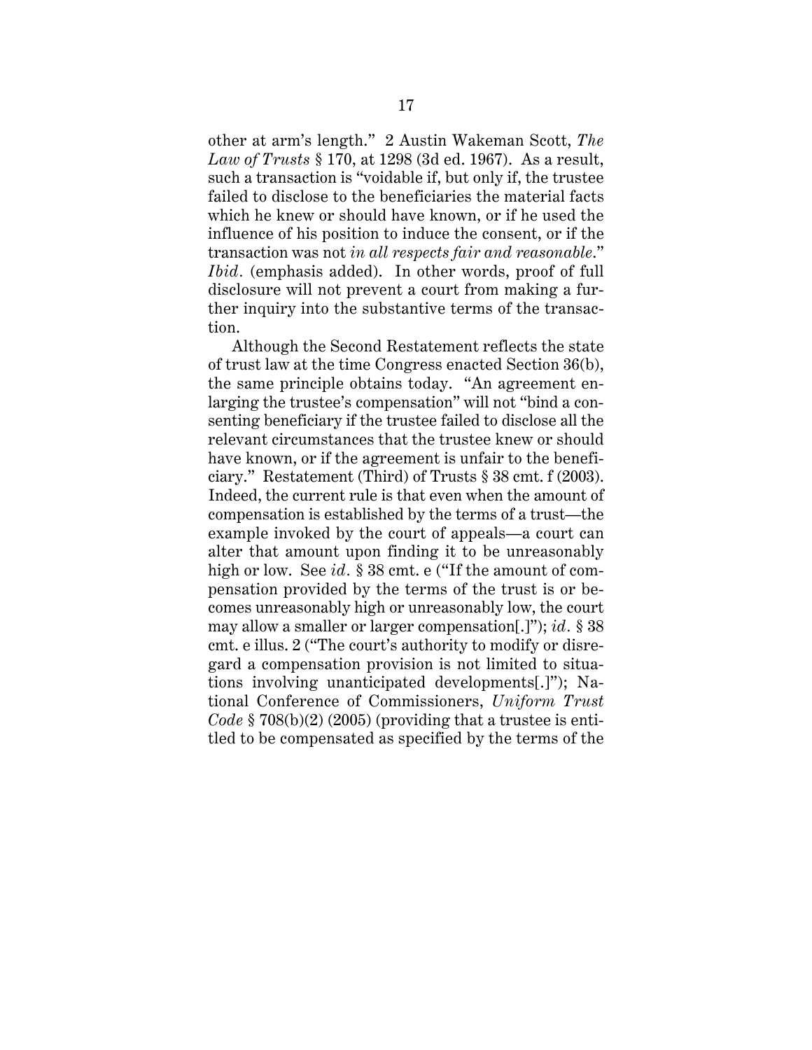other at arm's length." 2 Austin Wakeman Scott, *The Law of Trusts* § 170, at 1298 (3d ed. 1967). As a result, such a transaction is "voidable if, but only if, the trustee failed to disclose to the beneficiaries the material facts which he knew or should have known, or if he used the influence of his position to induce the consent, or if the transaction was not *in all respects fair and reasonable*." *Ibid.* (emphasis added). In other words, proof of full disclosure will not prevent a court from making a further inquiry into the substantive terms of the transaction.

Although the Second Restatement reflects the state of trust law at the time Congress enacted Section 36(b), the same principle obtains today. "An agreement enlarging the trustee's compensation" will not "bind a consenting beneficiary if the trustee failed to disclose all the relevant circumstances that the trustee knew or should have known, or if the agreement is unfair to the beneficiary." Restatement (Third) of Trusts § 38 cmt. f (2003). Indeed, the current rule is that even when the amount of compensation is established by the terms of a trust—the example invoked by the court of appeals—a court can alter that amount upon finding it to be unreasonably high or low. See *id.* § 38 cmt. e ("If the amount of compensation provided by the terms of the trust is or becomes unreasonably high or unreasonably low, the court may allow a smaller or larger compensation[.]"); *id.* § 38 cmt. e illus. 2 ("The court's authority to modify or disregard a compensation provision is not limited to situations involving unanticipated developments[.]"); National Conference of Commissioners, *Uniform Trust Code* § 708(b)(2) (2005) (providing that a trustee is entitled to be compensated as specified by the terms of the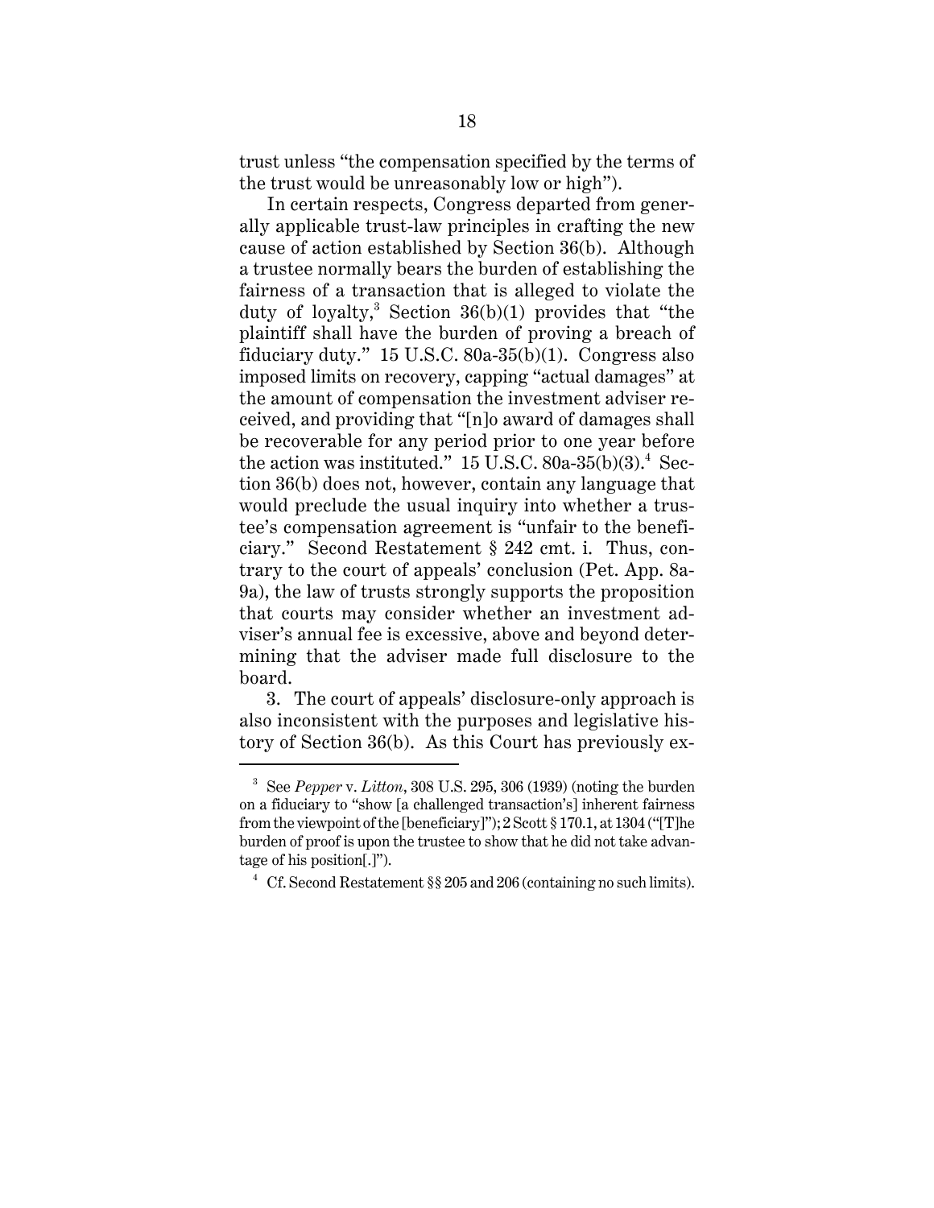trust unless "the compensation specified by the terms of the trust would be unreasonably low or high").

In certain respects, Congress departed from generally applicable trust-law principles in crafting the new cause of action established by Section 36(b). Although a trustee normally bears the burden of establishing the fairness of a transaction that is alleged to violate the duty of loyalty,[3] Section 36(b)(1) provides that "the plaintiff shall have the burden of proving a breach of fiduciary duty." 15 U.S.C. 80a-35(b)(1). Congress also imposed limits on recovery, capping "actual damages" at the amount of compensation the investment adviser received, and providing that "[n]o award of damages shall be recoverable for any period prior to one year before the action was instituted." 15 U.S.C. 80a-35(b)(3).[4] Section 36(b) does not, however, contain any language that would preclude the usual inquiry into whether a trustee's compensation agreement is "unfair to the beneficiary." Second Restatement § 242 cmt. i. Thus, contrary to the court of appeals' conclusion (Pet. App. 8a-9a), the law of trusts strongly supports the proposition that courts may consider whether an investment adviser's annual fee is excessive, above and beyond determining that the adviser made full disclosure to the board.

3. The court of appeals' disclosure-only approach is also inconsistent with the purposes and legislative history of Section 36(b). As this Court has previously ex-

---

[3] See *Pepper* v. *Litton*, 308 U.S. 295, 306 (1939) (noting the burden on a fiduciary to "show [a challenged transaction's] inherent fairness from the viewpoint of the [beneficiary]"); 2 Scott § 170.1, at 1304 ("[T]he burden of proof is upon the trustee to show that he did not take advantage of his position[.]").

[4] Cf. Second Restatement §§ 205 and 206 (containing no such limits).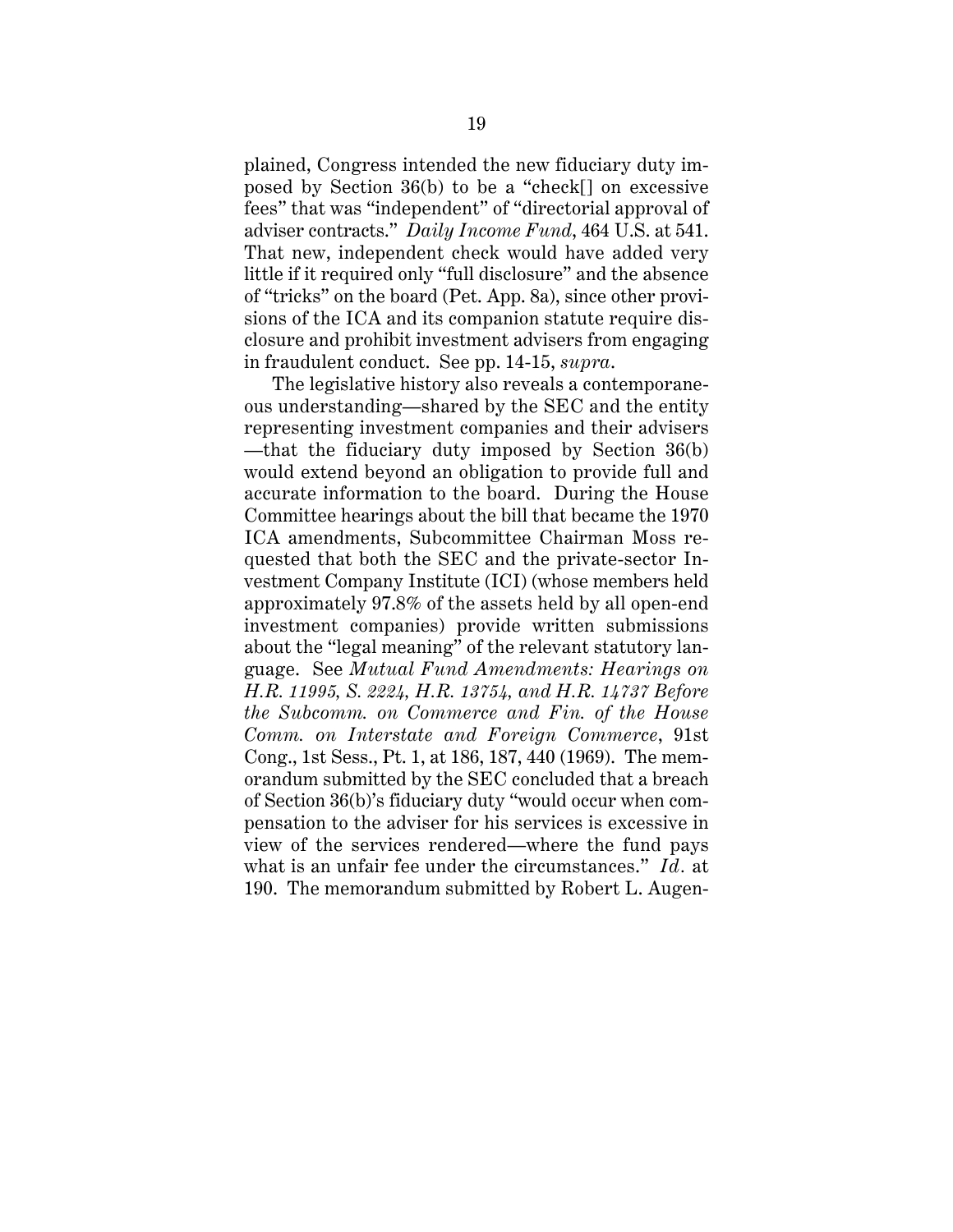plained, Congress intended the new fiduciary duty imposed by Section 36(b) to be a "check[] on excessive fees" that was "independent" of "directorial approval of adviser contracts." *Daily Income Fund*, 464 U.S. at 541. That new, independent check would have added very little if it required only "full disclosure" and the absence of "tricks" on the board (Pet. App. 8a), since other provisions of the ICA and its companion statute require disclosure and prohibit investment advisers from engaging in fraudulent conduct. See pp. 14-15, *supra*.

The legislative history also reveals a contemporaneous understanding—shared by the SEC and the entity representing investment companies and their advisers —that the fiduciary duty imposed by Section 36(b) would extend beyond an obligation to provide full and accurate information to the board. During the House Committee hearings about the bill that became the 1970 ICA amendments, Subcommittee Chairman Moss requested that both the SEC and the private-sector Investment Company Institute (ICI) (whose members held approximately 97.8% of the assets held by all open-end investment companies) provide written submissions about the "legal meaning" of the relevant statutory language. See *Mutual Fund Amendments: Hearings on H.R. 11995, S. 2224, H.R. 13754, and H.R. 14737 Before the Subcomm. on Commerce and Fin. of the House Comm. on Interstate and Foreign Commerce*, 91st Cong., 1st Sess., Pt. 1, at 186, 187, 440 (1969). The memorandum submitted by the SEC concluded that a breach of Section 36(b)'s fiduciary duty "would occur when compensation to the adviser for his services is excessive in view of the services rendered—where the fund pays what is an unfair fee under the circumstances." *Id.* at 190. The memorandum submitted by Robert L. Augen-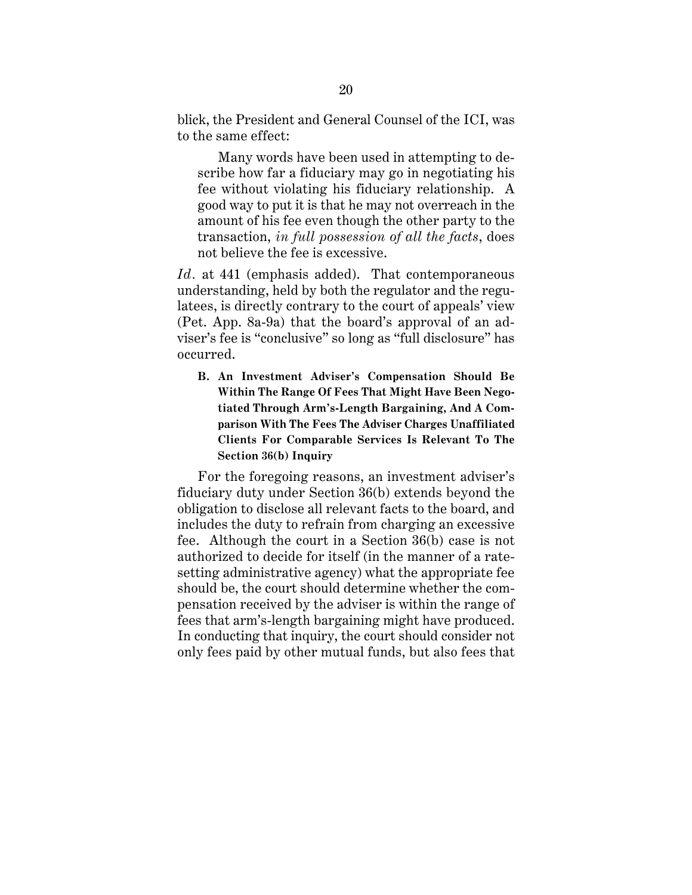blick, the President and General Counsel of the ICI, was to the same effect:

> Many words have been used in attempting to describe how far a fiduciary may go in negotiating his fee without violating his fiduciary relationship. A good way to put it is that he may not overreach in the amount of his fee even though the other party to the transaction, *in full possession of all the facts*, does not believe the fee is excessive.

*Id*. at 441 (emphasis added). That contemporaneous understanding, held by both the regulator and the regulatees, is directly contrary to the court of appeals' view (Pet. App. 8a-9a) that the board's approval of an adviser's fee is "conclusive" so long as "full disclosure" has occurred.

### B. An Investment Adviser's Compensation Should Be Within The Range Of Fees That Might Have Been Negotiated Through Arm's-Length Bargaining, And A Comparison With The Fees The Adviser Charges Unaffiliated Clients For Comparable Services Is Relevant To The Section 36(b) Inquiry

For the foregoing reasons, an investment adviser's fiduciary duty under Section 36(b) extends beyond the obligation to disclose all relevant facts to the board, and includes the duty to refrain from charging an excessive fee. Although the court in a Section 36(b) case is not authorized to decide for itself (in the manner of a rate-setting administrative agency) what the appropriate fee should be, the court should determine whether the compensation received by the adviser is within the range of fees that arm's-length bargaining might have produced. In conducting that inquiry, the court should consider not only fees paid by other mutual funds, but also fees that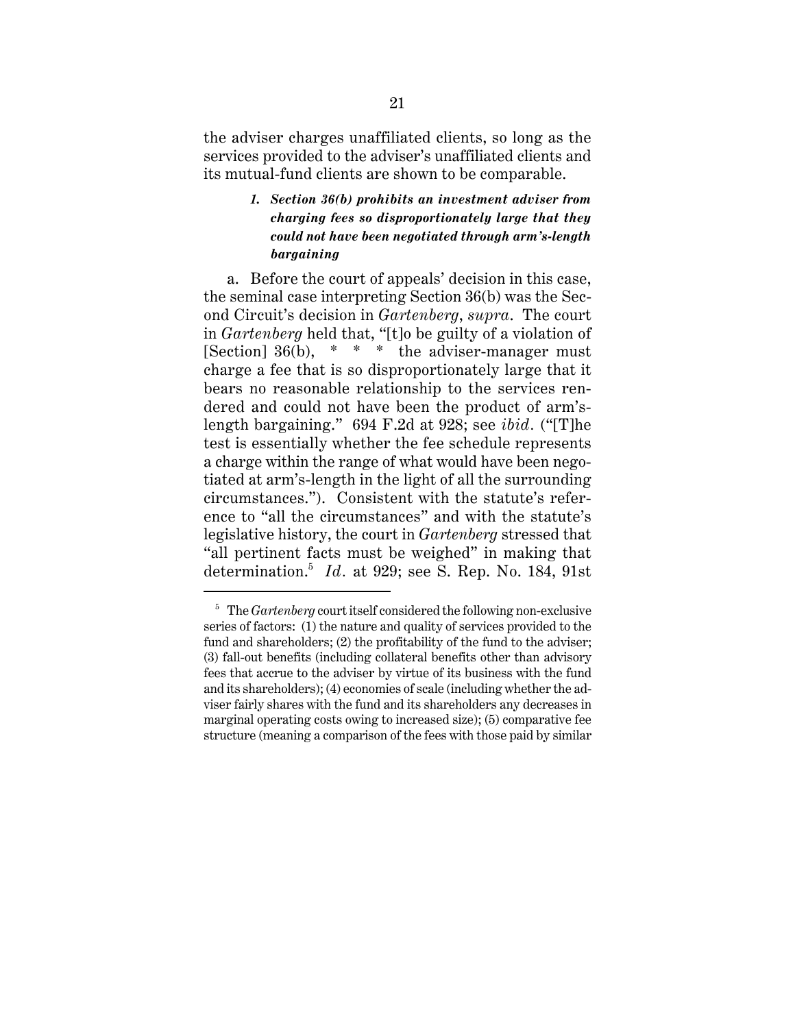the adviser charges unaffiliated clients, so long as the services provided to the adviser's unaffiliated clients and its mutual-fund clients are shown to be comparable.

#### *1. Section 36(b) prohibits an investment adviser from charging fees so disproportionately large that they could not have been negotiated through arm's-length bargaining*

a. Before the court of appeals' decision in this case, the seminal case interpreting Section 36(b) was the Second Circuit's decision in *Gartenberg*, *supra*. The court in *Gartenberg* held that, "[t]o be guilty of a violation of [Section] 36(b), * * * the adviser-manager must charge a fee that is so disproportionately large that it bears no reasonable relationship to the services rendered and could not have been the product of arm's-length bargaining." 694 F.2d at 928; see *ibid.* ("[T]he test is essentially whether the fee schedule represents a charge within the range of what would have been negotiated at arm's-length in the light of all the surrounding circumstances."). Consistent with the statute's reference to "all the circumstances" and with the statute's legislative history, the court in *Gartenberg* stressed that "all pertinent facts must be weighed" in making that determination.[5] *Id.* at 929; see S. Rep. No. 184, 91st

[5] The *Gartenberg* court itself considered the following non-exclusive series of factors: (1) the nature and quality of services provided to the fund and shareholders; (2) the profitability of the fund to the adviser; (3) fall-out benefits (including collateral benefits other than advisory fees that accrue to the adviser by virtue of its business with the fund and its shareholders); (4) economies of scale (including whether the adviser fairly shares with the fund and its shareholders any decreases in marginal operating costs owing to increased size); (5) comparative fee structure (meaning a comparison of the fees with those paid by similar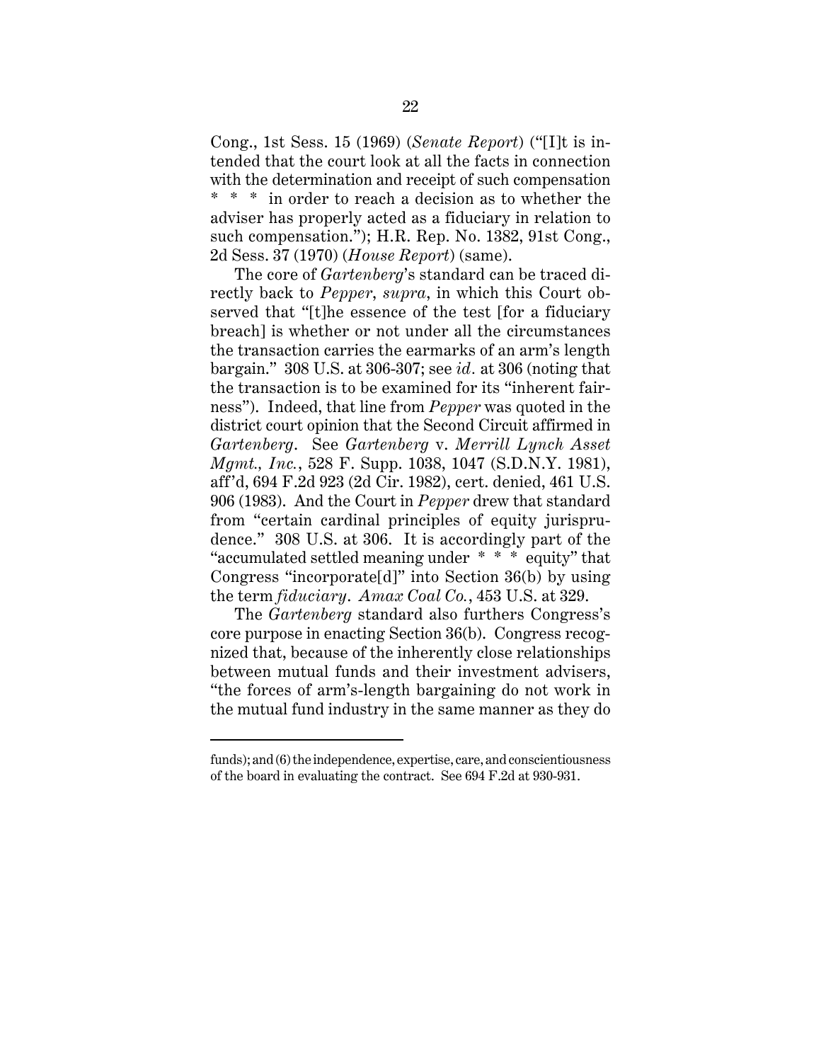Cong., 1st Sess. 15 (1969) (*Senate Report*) ("[I]t is intended that the court look at all the facts in connection with the determination and receipt of such compensation * * * in order to reach a decision as to whether the adviser has properly acted as a fiduciary in relation to such compensation."); H.R. Rep. No. 1382, 91st Cong., 2d Sess. 37 (1970) (*House Report*) (same).

The core of *Gartenberg*'s standard can be traced directly back to *Pepper*, *supra*, in which this Court observed that "[t]he essence of the test [for a fiduciary breach] is whether or not under all the circumstances the transaction carries the earmarks of an arm's length bargain." 308 U.S. at 306-307; see *id.* at 306 (noting that the transaction is to be examined for its "inherent fairness"). Indeed, that line from *Pepper* was quoted in the district court opinion that the Second Circuit affirmed in *Gartenberg*. See *Gartenberg* v. *Merrill Lynch Asset Mgmt., Inc.*, 528 F. Supp. 1038, 1047 (S.D.N.Y. 1981), aff'd, 694 F.2d 923 (2d Cir. 1982), cert. denied, 461 U.S. 906 (1983). And the Court in *Pepper* drew that standard from "certain cardinal principles of equity jurisprudence." 308 U.S. at 306. It is accordingly part of the "accumulated settled meaning under * * * equity" that Congress "incorporate[d]" into Section 36(b) by using the term *fiduciary*. *Amax Coal Co.*, 453 U.S. at 329.

The *Gartenberg* standard also furthers Congress's core purpose in enacting Section 36(b). Congress recognized that, because of the inherently close relationships between mutual funds and their investment advisers, "the forces of arm's-length bargaining do not work in the mutual fund industry in the same manner as they do

---

funds); and (6) the independence, expertise, care, and conscientiousness of the board in evaluating the contract. See 694 F.2d at 930-931.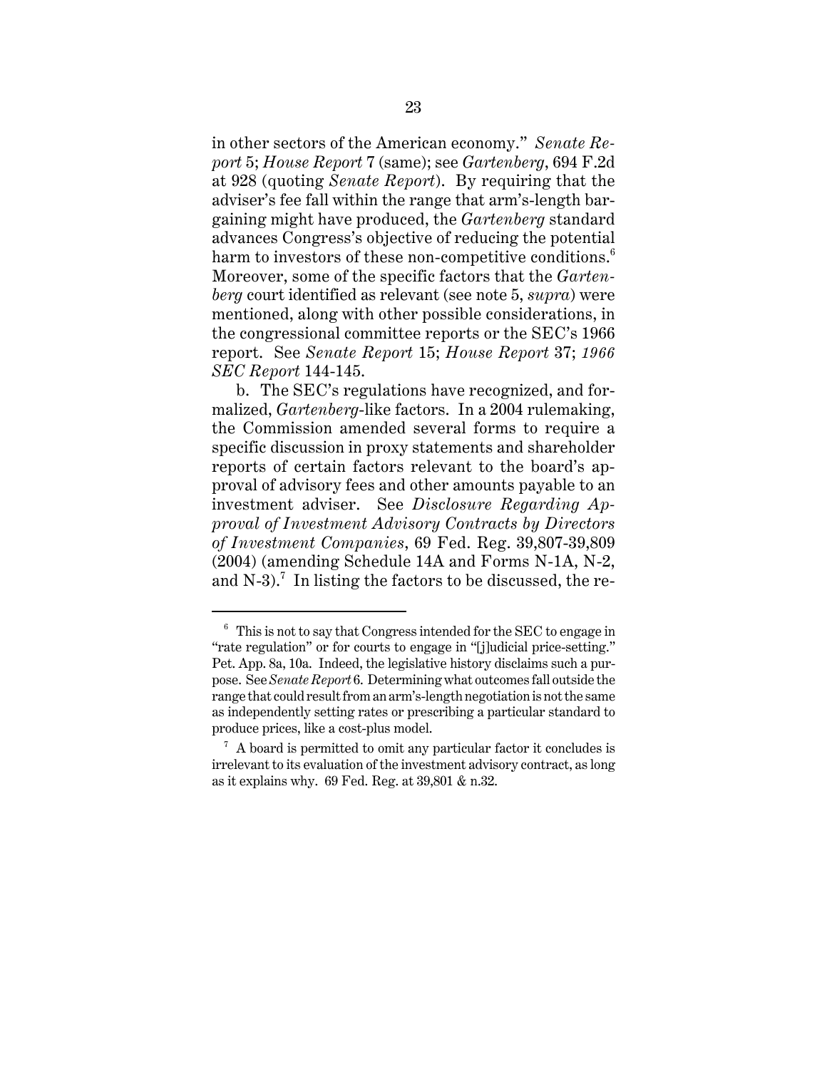in other sectors of the American economy." *Senate Report* 5; *House Report* 7 (same); see *Gartenberg*, 694 F.2d at 928 (quoting *Senate Report*). By requiring that the adviser's fee fall within the range that arm's-length bargaining might have produced, the *Gartenberg* standard advances Congress's objective of reducing the potential harm to investors of these non-competitive conditions.[6] Moreover, some of the specific factors that the *Gartenberg* court identified as relevant (see note 5, *supra*) were mentioned, along with other possible considerations, in the congressional committee reports or the SEC's 1966 report. See *Senate Report* 15; *House Report* 37; *1966 SEC Report* 144-145.

b. The SEC's regulations have recognized, and formalized, *Gartenberg*-like factors. In a 2004 rulemaking, the Commission amended several forms to require a specific discussion in proxy statements and shareholder reports of certain factors relevant to the board's approval of advisory fees and other amounts payable to an investment adviser. See *Disclosure Regarding Approval of Investment Advisory Contracts by Directors of Investment Companies*, 69 Fed. Reg. 39,807-39,809 (2004) (amending Schedule 14A and Forms N-1A, N-2, and N-3).[7] In listing the factors to be discussed, the re-

---

[6] This is not to say that Congress intended for the SEC to engage in "rate regulation" or for courts to engage in "[j]udicial price-setting." Pet. App. 8a, 10a. Indeed, the legislative history disclaims such a purpose. See *Senate Report* 6. Determining what outcomes fall outside the range that could result from an arm's-length negotiation is not the same as independently setting rates or prescribing a particular standard to produce prices, like a cost-plus model.

[7] A board is permitted to omit any particular factor it concludes is irrelevant to its evaluation of the investment advisory contract, as long as it explains why. 69 Fed. Reg. at 39,801 & n.32.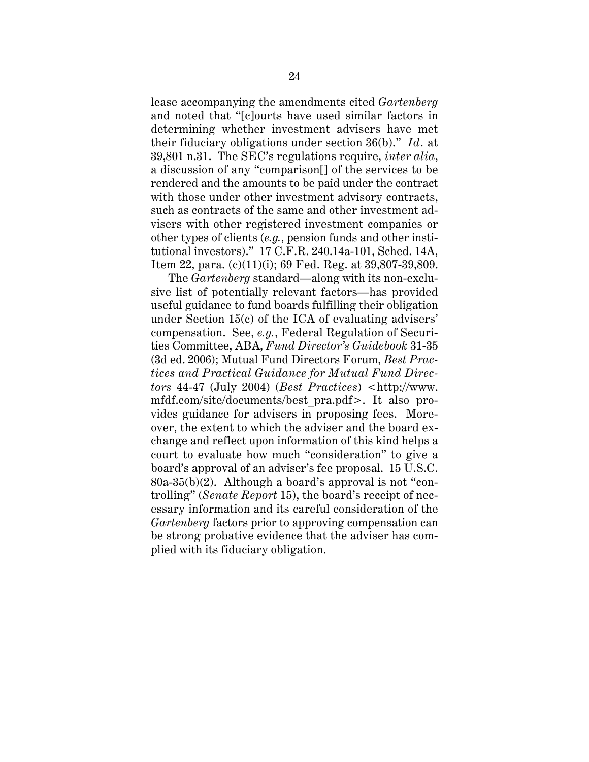lease accompanying the amendments cited *Gartenberg* and noted that "[c]ourts have used similar factors in determining whether investment advisers have met their fiduciary obligations under section 36(b)." *Id.* at 39,801 n.31. The SEC's regulations require, *inter alia*, a discussion of any "comparison[] of the services to be rendered and the amounts to be paid under the contract with those under other investment advisory contracts, such as contracts of the same and other investment advisers with other registered investment companies or other types of clients (*e.g.*, pension funds and other institutional investors)." 17 C.F.R. 240.14a-101, Sched. 14A, Item 22, para. (c)(11)(i); 69 Fed. Reg. at 39,807-39,809.

The *Gartenberg* standard—along with its non-exclusive list of potentially relevant factors—has provided useful guidance to fund boards fulfilling their obligation under Section 15(c) of the ICA of evaluating advisers' compensation. See, *e.g.*, Federal Regulation of Securities Committee, ABA, *Fund Director's Guidebook* 31-35 (3d ed. 2006); Mutual Fund Directors Forum, *Best Practices and Practical Guidance for Mutual Fund Directors* 44-47 (July 2004) (*Best Practices*) <http://www.mfdf.com/site/documents/best_pra.pdf>. It also provides guidance for advisers in proposing fees. Moreover, the extent to which the adviser and the board exchange and reflect upon information of this kind helps a court to evaluate how much "consideration" to give a board's approval of an adviser's fee proposal. 15 U.S.C. 80a-35(b)(2). Although a board's approval is not "controlling" (*Senate Report* 15), the board's receipt of necessary information and its careful consideration of the *Gartenberg* factors prior to approving compensation can be strong probative evidence that the adviser has complied with its fiduciary obligation.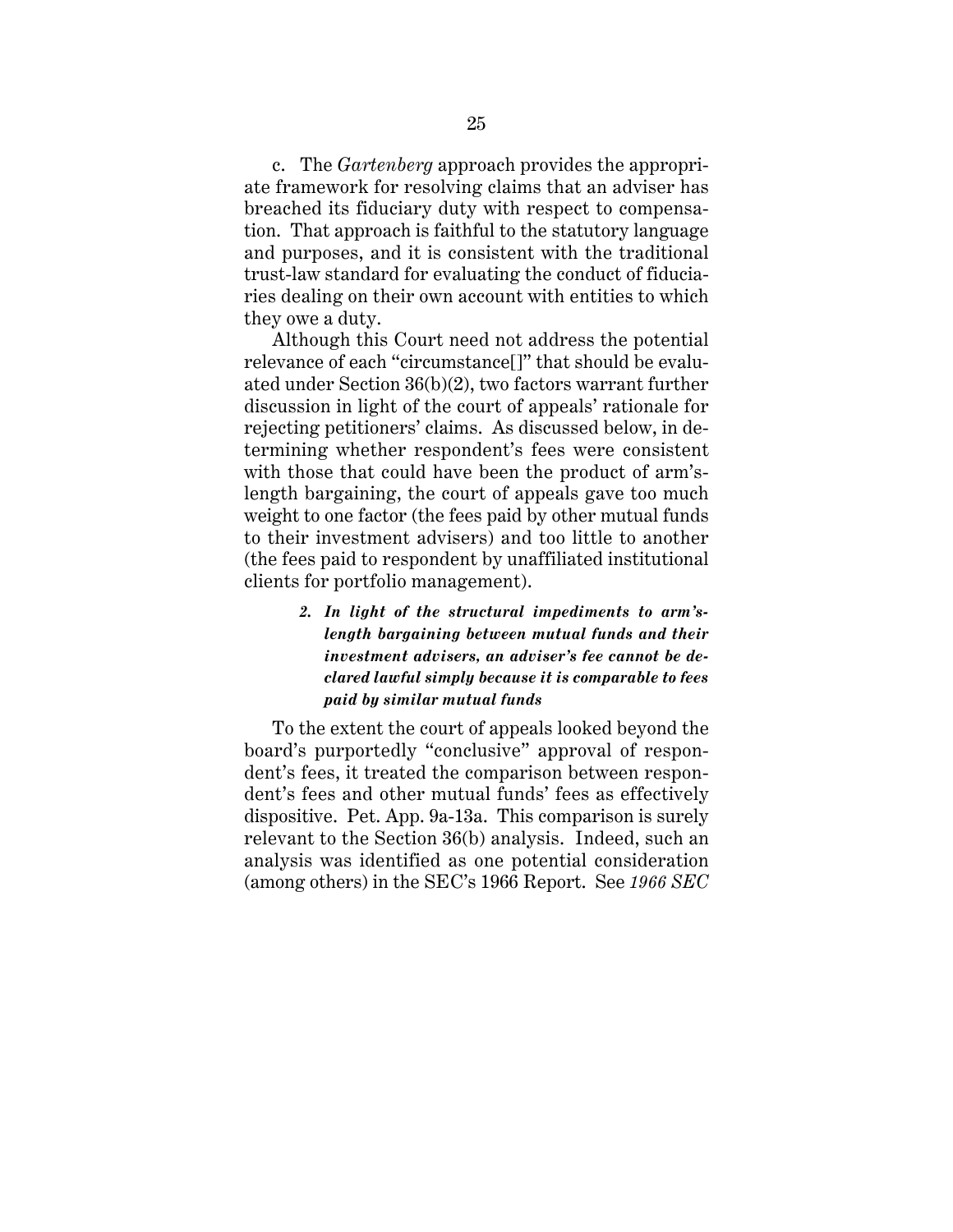c. The *Gartenberg* approach provides the appropriate framework for resolving claims that an adviser has breached its fiduciary duty with respect to compensation. That approach is faithful to the statutory language and purposes, and it is consistent with the traditional trust-law standard for evaluating the conduct of fiduciaries dealing on their own account with entities to which they owe a duty.

Although this Court need not address the potential relevance of each "circumstance[]" that should be evaluated under Section 36(b)(2), two factors warrant further discussion in light of the court of appeals' rationale for rejecting petitioners' claims. As discussed below, in determining whether respondent's fees were consistent with those that could have been the product of arm's-length bargaining, the court of appeals gave too much weight to one factor (the fees paid by other mutual funds to their investment advisers) and too little to another (the fees paid to respondent by unaffiliated institutional clients for portfolio management).

### *2. In light of the structural impediments to arm's-length bargaining between mutual funds and their investment advisers, an adviser's fee cannot be declared lawful simply because it is comparable to fees paid by similar mutual funds*

To the extent the court of appeals looked beyond the board's purportedly "conclusive" approval of respondent's fees, it treated the comparison between respondent's fees and other mutual funds' fees as effectively dispositive. Pet. App. 9a-13a. This comparison is surely relevant to the Section 36(b) analysis. Indeed, such an analysis was identified as one potential consideration (among others) in the SEC's 1966 Report. See *1966 SEC*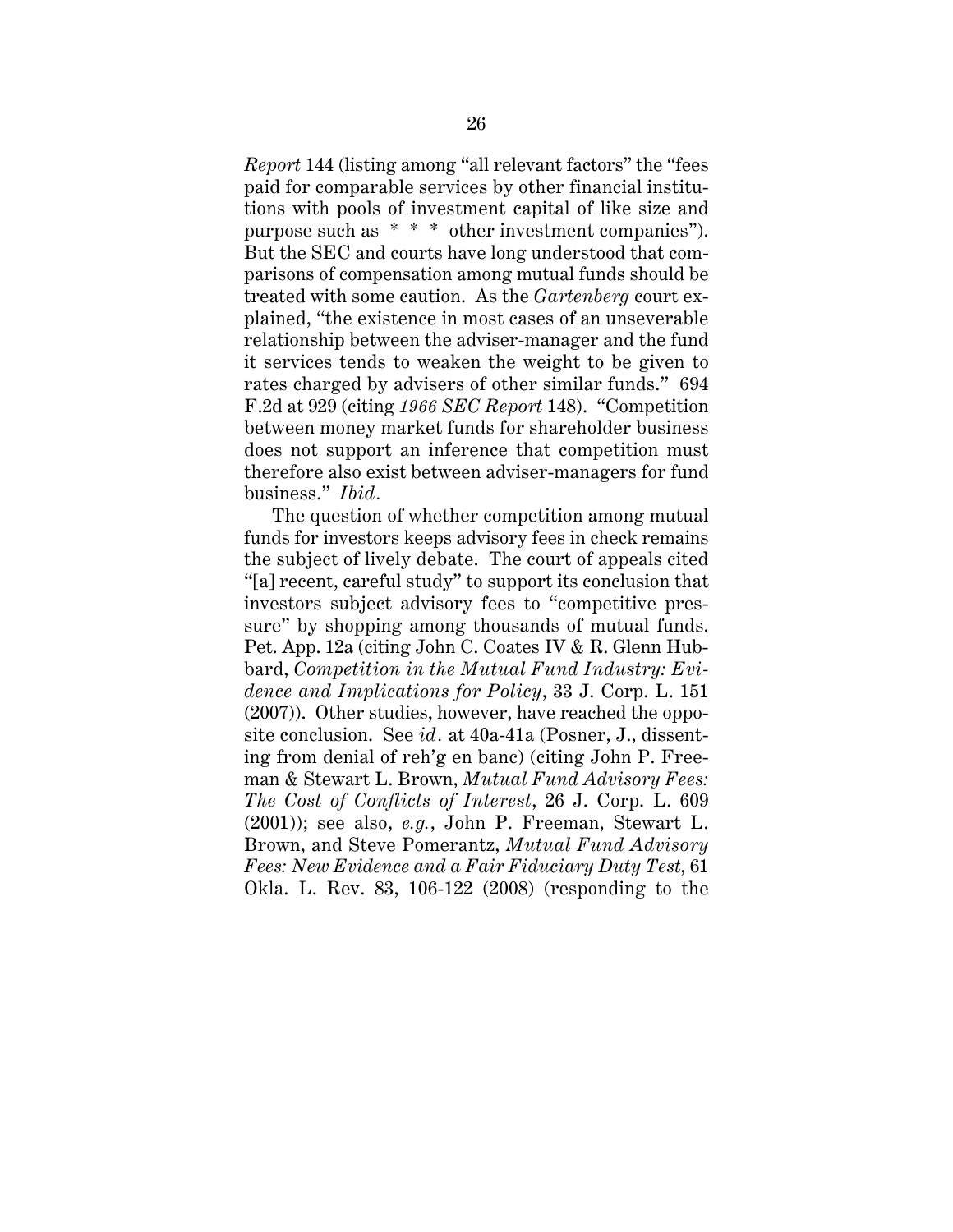*Report* 144 (listing among "all relevant factors" the "fees paid for comparable services by other financial institutions with pools of investment capital of like size and purpose such as * * * other investment companies"). But the SEC and courts have long understood that comparisons of compensation among mutual funds should be treated with some caution. As the *Gartenberg* court explained, "the existence in most cases of an unseverable relationship between the adviser-manager and the fund it services tends to weaken the weight to be given to rates charged by advisers of other similar funds." 694 F.2d at 929 (citing *1966 SEC Report* 148). "Competition between money market funds for shareholder business does not support an inference that competition must therefore also exist between adviser-managers for fund business." *Ibid.*

The question of whether competition among mutual funds for investors keeps advisory fees in check remains the subject of lively debate. The court of appeals cited "[a] recent, careful study" to support its conclusion that investors subject advisory fees to "competitive pressure" by shopping among thousands of mutual funds. Pet. App. 12a (citing John C. Coates IV & R. Glenn Hubbard, *Competition in the Mutual Fund Industry: Evidence and Implications for Policy*, 33 J. Corp. L. 151 (2007)). Other studies, however, have reached the opposite conclusion. See *id.* at 40a-41a (Posner, J., dissenting from denial of reh'g en banc) (citing John P. Freeman & Stewart L. Brown, *Mutual Fund Advisory Fees: The Cost of Conflicts of Interest*, 26 J. Corp. L. 609 (2001)); see also, *e.g.*, John P. Freeman, Stewart L. Brown, and Steve Pomerantz, *Mutual Fund Advisory Fees: New Evidence and a Fair Fiduciary Duty Test*, 61 Okla. L. Rev. 83, 106-122 (2008) (responding to the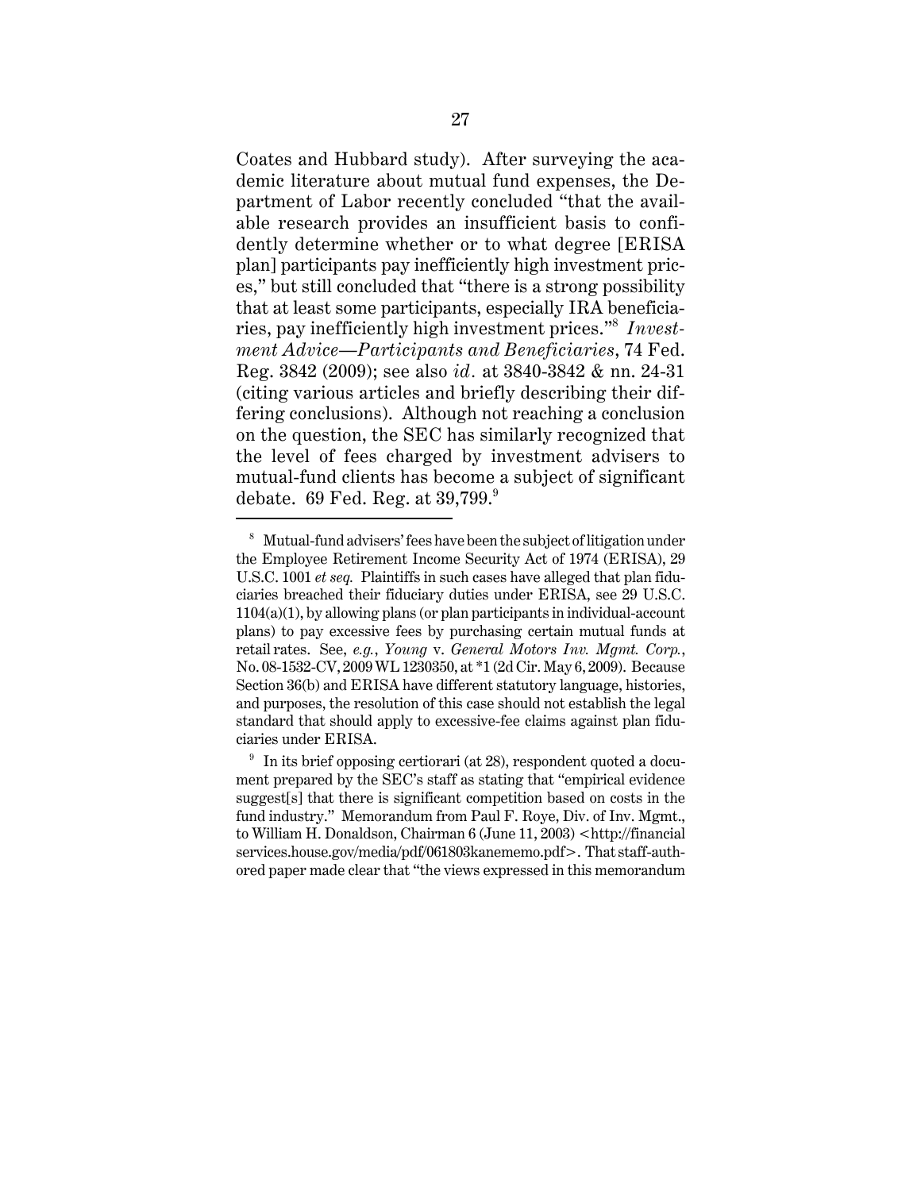Coates and Hubbard study). After surveying the academic literature about mutual fund expenses, the Department of Labor recently concluded "that the available research provides an insufficient basis to confidently determine whether or to what degree [ERISA plan] participants pay inefficiently high investment prices," but still concluded that "there is a strong possibility that at least some participants, especially IRA beneficiaries, pay inefficiently high investment prices."[8] *Investment Advice—Participants and Beneficiaries*, 74 Fed. Reg. 3842 (2009); see also *id*. at 3840-3842 & nn. 24-31 (citing various articles and briefly describing their differing conclusions). Although not reaching a conclusion on the question, the SEC has similarly recognized that the level of fees charged by investment advisers to mutual-fund clients has become a subject of significant debate. 69 Fed. Reg. at 39,799.[9]

---

[8] Mutual-fund advisers' fees have been the subject of litigation under the Employee Retirement Income Security Act of 1974 (ERISA), 29 U.S.C. 1001 *et seq.* Plaintiffs in such cases have alleged that plan fiduciaries breached their fiduciary duties under ERISA, see 29 U.S.C. 1104(a)(1), by allowing plans (or plan participants in individual-account plans) to pay excessive fees by purchasing certain mutual funds at retail rates. See, *e.g.*, *Young* v. *General Motors Inv. Mgmt. Corp.*, No. 08-1532-CV, 2009 WL 1230350, at *1 (2d Cir. May 6, 2009). Because Section 36(b) and ERISA have different statutory language, histories, and purposes, the resolution of this case should not establish the legal standard that should apply to excessive-fee claims against plan fiduciaries under ERISA.

[9] In its brief opposing certiorari (at 28), respondent quoted a document prepared by the SEC's staff as stating that "empirical evidence suggest[s] that there is significant competition based on costs in the fund industry." Memorandum from Paul F. Roye, Div. of Inv. Mgmt., to William H. Donaldson, Chairman 6 (June 11, 2003) <http://financialservices.house.gov/media/pdf/061803kanememo.pdf>. That staff-authored paper made clear that "the views expressed in this memorandum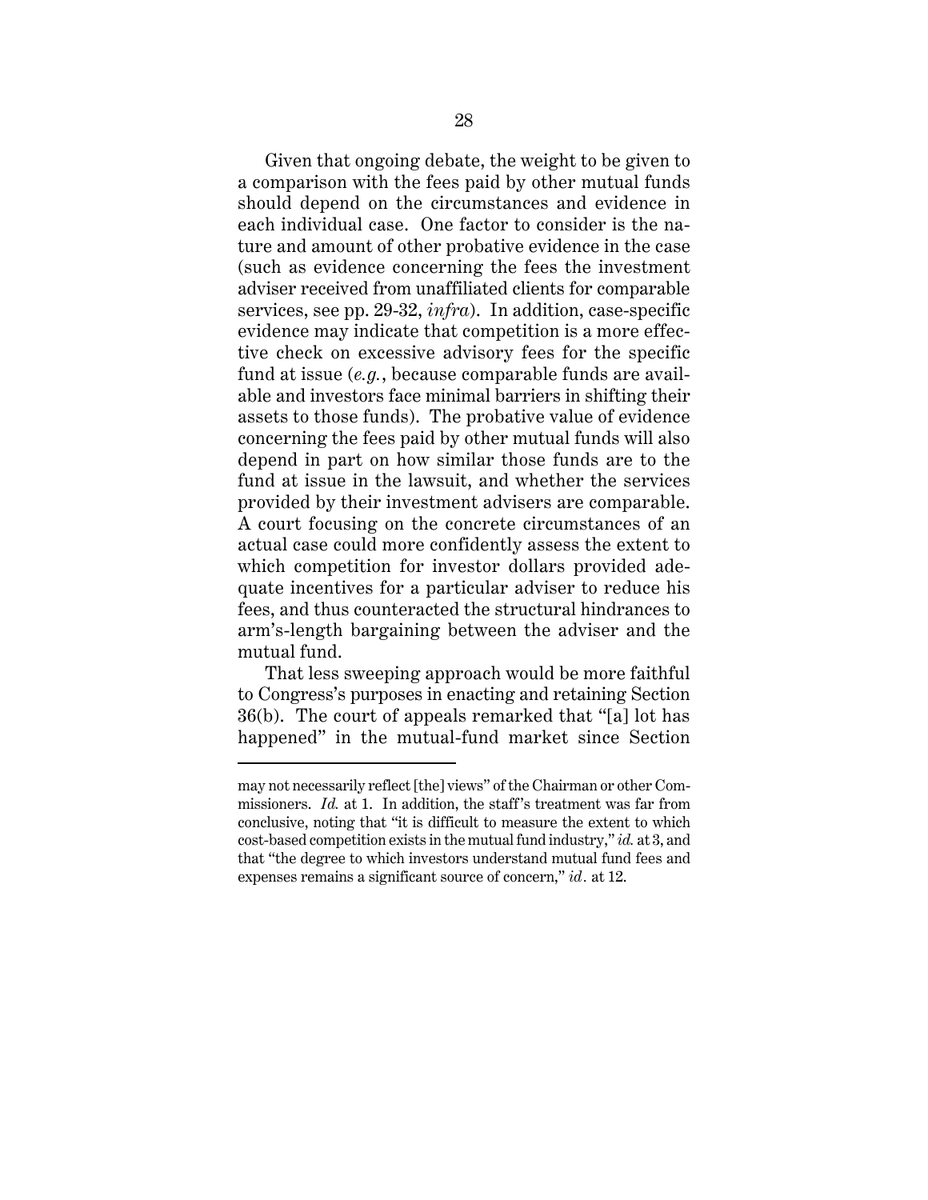Given that ongoing debate, the weight to be given to a comparison with the fees paid by other mutual funds should depend on the circumstances and evidence in each individual case. One factor to consider is the nature and amount of other probative evidence in the case (such as evidence concerning the fees the investment adviser received from unaffiliated clients for comparable services, see pp. 29-32, *infra*). In addition, case-specific evidence may indicate that competition is a more effective check on excessive advisory fees for the specific fund at issue (*e.g.*, because comparable funds are available and investors face minimal barriers in shifting their assets to those funds). The probative value of evidence concerning the fees paid by other mutual funds will also depend in part on how similar those funds are to the fund at issue in the lawsuit, and whether the services provided by their investment advisers are comparable. A court focusing on the concrete circumstances of an actual case could more confidently assess the extent to which competition for investor dollars provided adequate incentives for a particular adviser to reduce his fees, and thus counteracted the structural hindrances to arm's-length bargaining between the adviser and the mutual fund.

That less sweeping approach would be more faithful to Congress's purposes in enacting and retaining Section 36(b). The court of appeals remarked that "[a] lot has happened" in the mutual-fund market since Section

---

may not necessarily reflect [the] views" of the Chairman or other Commissioners. *Id.* at 1. In addition, the staff's treatment was far from conclusive, noting that "it is difficult to measure the extent to which cost-based competition exists in the mutual fund industry," *id.* at 3, and that "the degree to which investors understand mutual fund fees and expenses remains a significant source of concern," *id*. at 12.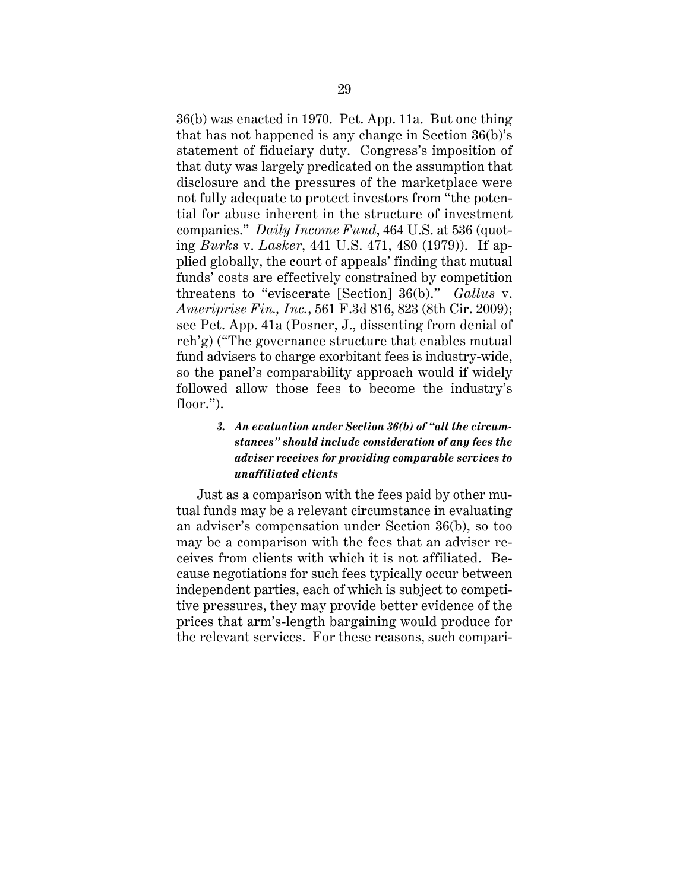36(b) was enacted in 1970. Pet. App. 11a. But one thing that has not happened is any change in Section 36(b)'s statement of fiduciary duty. Congress's imposition of that duty was largely predicated on the assumption that disclosure and the pressures of the marketplace were not fully adequate to protect investors from "the potential for abuse inherent in the structure of investment companies." *Daily Income Fund*, 464 U.S. at 536 (quoting *Burks* v. *Lasker*, 441 U.S. 471, 480 (1979)). If applied globally, the court of appeals' finding that mutual funds' costs are effectively constrained by competition threatens to "eviscerate [Section] 36(b)." *Gallus* v. *Ameriprise Fin., Inc.*, 561 F.3d 816, 823 (8th Cir. 2009); see Pet. App. 41a (Posner, J., dissenting from denial of reh'g) ("The governance structure that enables mutual fund advisers to charge exorbitant fees is industry-wide, so the panel's comparability approach would if widely followed allow those fees to become the industry's floor.").

#### *3. An evaluation under Section 36(b) of "all the circumstances" should include consideration of any fees the adviser receives for providing comparable services to unaffiliated clients*

Just as a comparison with the fees paid by other mutual funds may be a relevant circumstance in evaluating an adviser's compensation under Section 36(b), so too may be a comparison with the fees that an adviser receives from clients with which it is not affiliated. Because negotiations for such fees typically occur between independent parties, each of which is subject to competitive pressures, they may provide better evidence of the prices that arm's-length bargaining would produce for the relevant services. For these reasons, such compari-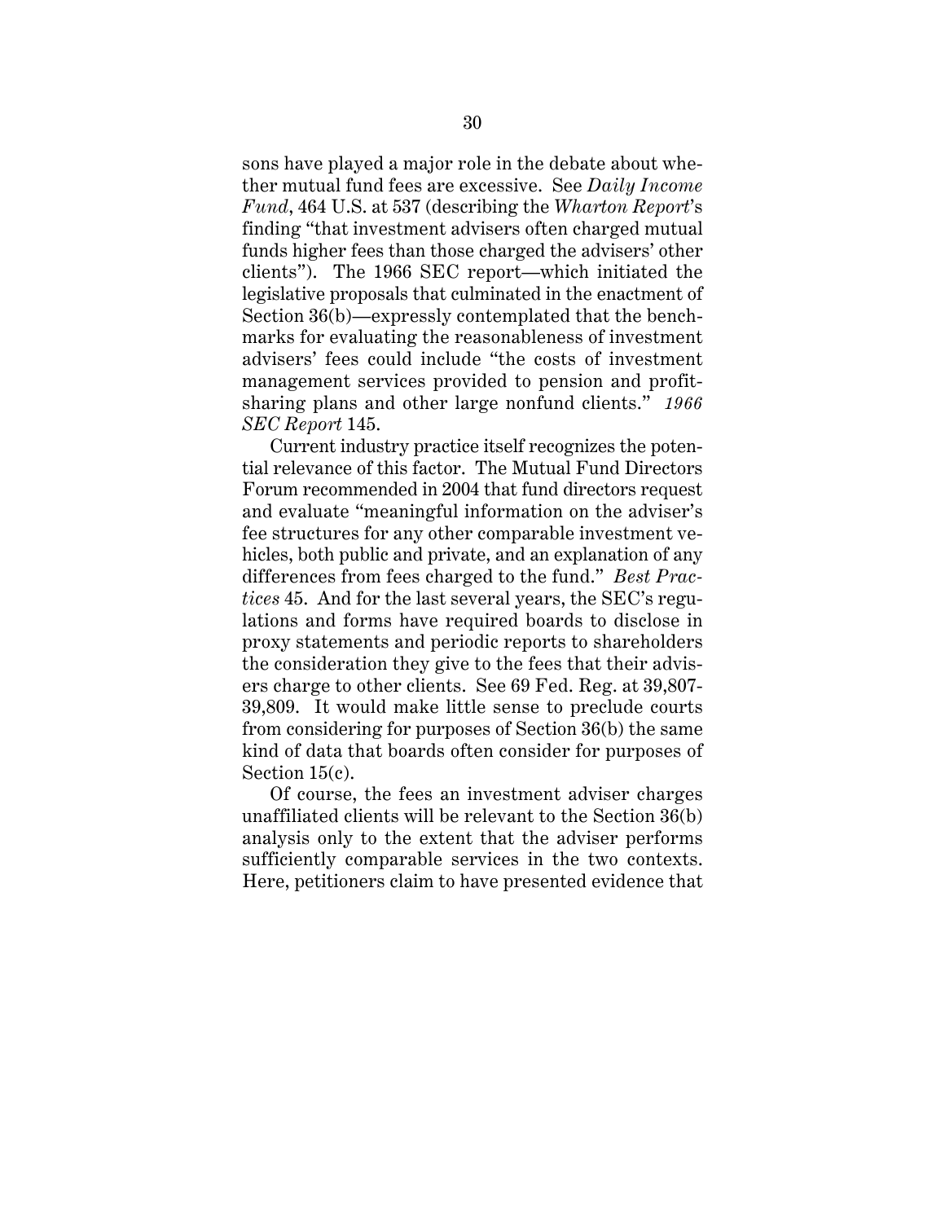sons have played a major role in the debate about whether mutual fund fees are excessive. See *Daily Income Fund*, 464 U.S. at 537 (describing the *Wharton Report*'s finding "that investment advisers often charged mutual funds higher fees than those charged the advisers' other clients"). The 1966 SEC report—which initiated the legislative proposals that culminated in the enactment of Section 36(b)—expressly contemplated that the benchmarks for evaluating the reasonableness of investment advisers' fees could include "the costs of investment management services provided to pension and profit-sharing plans and other large nonfund clients." *1966 SEC Report* 145.

Current industry practice itself recognizes the potential relevance of this factor. The Mutual Fund Directors Forum recommended in 2004 that fund directors request and evaluate "meaningful information on the adviser's fee structures for any other comparable investment vehicles, both public and private, and an explanation of any differences from fees charged to the fund." *Best Practices* 45. And for the last several years, the SEC's regulations and forms have required boards to disclose in proxy statements and periodic reports to shareholders the consideration they give to the fees that their advisers charge to other clients. See 69 Fed. Reg. at 39,807-39,809. It would make little sense to preclude courts from considering for purposes of Section 36(b) the same kind of data that boards often consider for purposes of Section 15(c).

Of course, the fees an investment adviser charges unaffiliated clients will be relevant to the Section 36(b) analysis only to the extent that the adviser performs sufficiently comparable services in the two contexts. Here, petitioners claim to have presented evidence that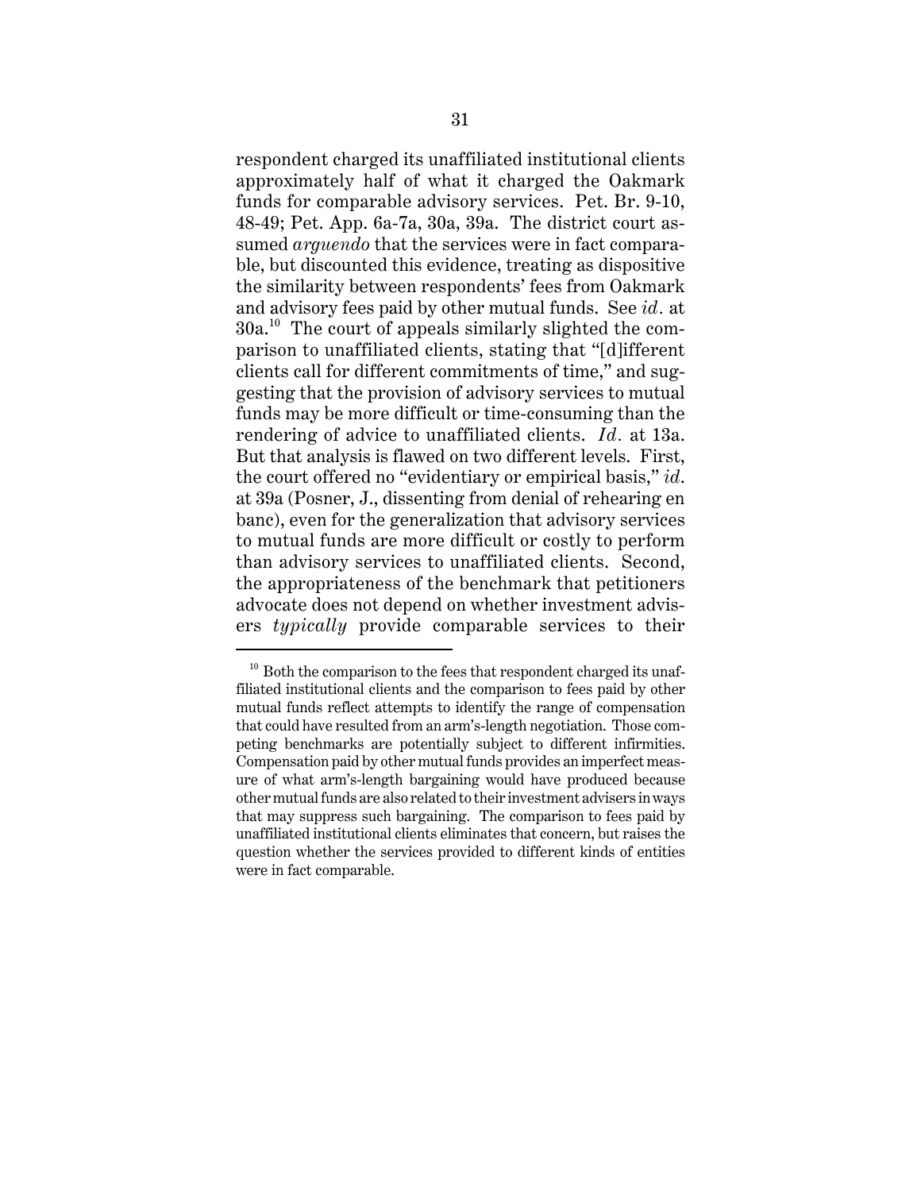respondent charged its unaffiliated institutional clients approximately half of what it charged the Oakmark funds for comparable advisory services. Pet. Br. 9-10, 48-49; Pet. App. 6a-7a, 30a, 39a. The district court assumed *arguendo* that the services were in fact comparable, but discounted this evidence, treating as dispositive the similarity between respondents' fees from Oakmark and advisory fees paid by other mutual funds. See *id*. at 30a.[10] The court of appeals similarly slighted the comparison to unaffiliated clients, stating that "[d]ifferent clients call for different commitments of time," and suggesting that the provision of advisory services to mutual funds may be more difficult or time-consuming than the rendering of advice to unaffiliated clients. *Id*. at 13a. But that analysis is flawed on two different levels. First, the court offered no "evidentiary or empirical basis," *id*. at 39a (Posner, J., dissenting from denial of rehearing en banc), even for the generalization that advisory services to mutual funds are more difficult or costly to perform than advisory services to unaffiliated clients. Second, the appropriateness of the benchmark that petitioners advocate does not depend on whether investment advisers *typically* provide comparable services to their

[10] Both the comparison to the fees that respondent charged its unaffiliated institutional clients and the comparison to fees paid by other mutual funds reflect attempts to identify the range of compensation that could have resulted from an arm's-length negotiation. Those competing benchmarks are potentially subject to different infirmities. Compensation paid by other mutual funds provides an imperfect measure of what arm's-length bargaining would have produced because other mutual funds are also related to their investment advisers in ways that may suppress such bargaining. The comparison to fees paid by unaffiliated institutional clients eliminates that concern, but raises the question whether the services provided to different kinds of entities were in fact comparable.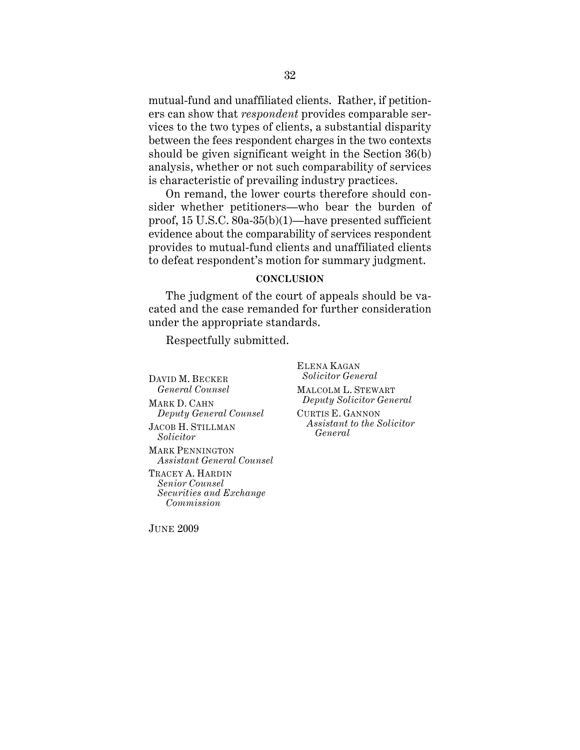mutual-fund and unaffiliated clients. Rather, if petitioners can show that *respondent* provides comparable services to the two types of clients, a substantial disparity between the fees respondent charges in the two contexts should be given significant weight in the Section 36(b) analysis, whether or not such comparability of services is characteristic of prevailing industry practices.

On remand, the lower courts therefore should consider whether petitioners—who bear the burden of proof, 15 U.S.C. 80a-35(b)(1)—have presented sufficient evidence about the comparability of services respondent provides to mutual-fund clients and unaffiliated clients to defeat respondent's motion for summary judgment.

## CONCLUSION

The judgment of the court of appeals should be vacated and the case remanded for further consideration under the appropriate standards.

Respectfully submitted.

DAVID M. BECKER
*General Counsel*

MARK D. CAHN
*Deputy General Counsel*

JACOB H. STILLMAN
*Solicitor*

MARK PENNINGTON
*Assistant General Counsel*

TRACEY A. HARDIN
*Senior Counsel*
*Securities and Exchange Commission*

ELENA KAGAN
*Solicitor General*

MALCOLM L. STEWART
*Deputy Solicitor General*

CURTIS E. GANNON
*Assistant to the Solicitor General*

JUNE 2009